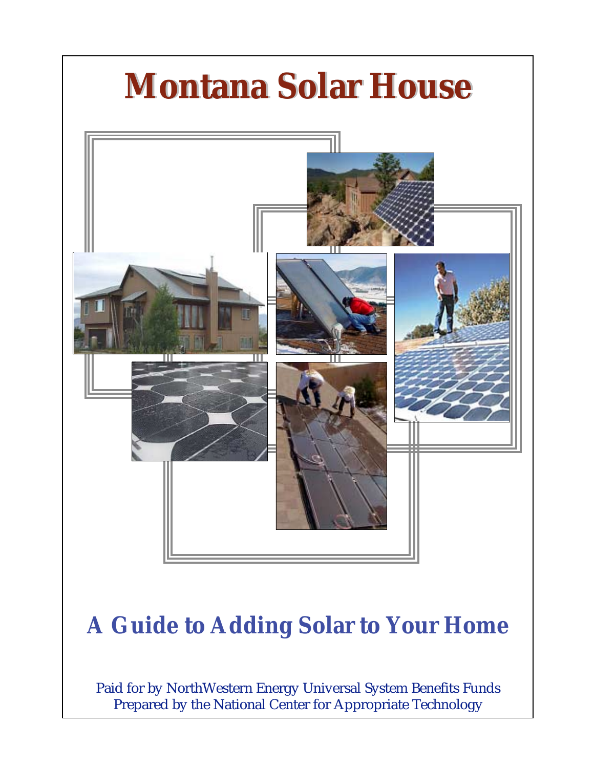# Montana Solar House

## A Guide to Adding Solar to Your Home

Paid for by NorthWestern Energy Universal System Benefits Funds
Prepared by the National Center for Appropriate Technology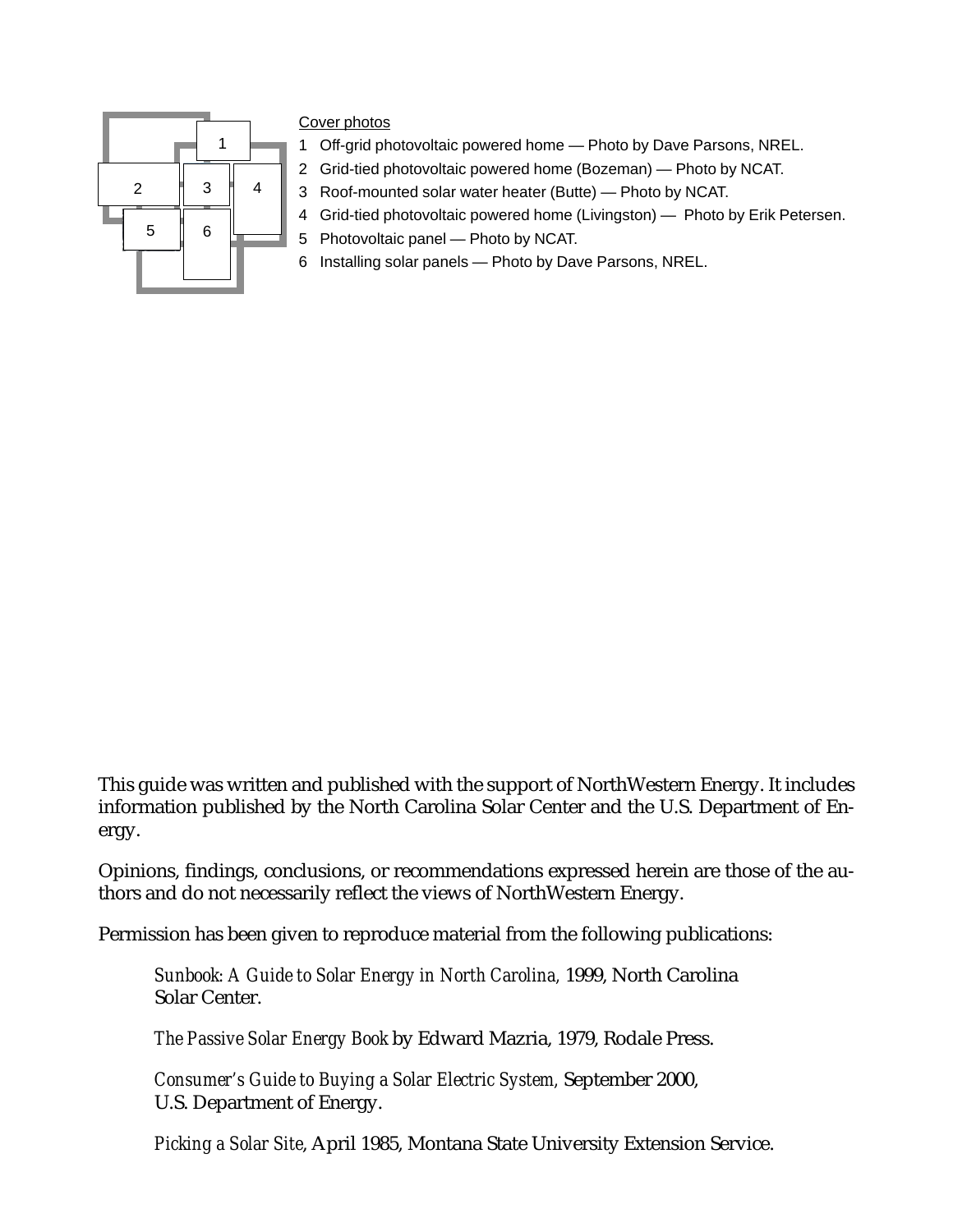Cover photos

1 Off-grid photovoltaic powered home — Photo by Dave Parsons, NREL.
2 Grid-tied photovoltaic powered home (Bozeman) — Photo by NCAT.
3 Roof-mounted solar water heater (Butte) — Photo by NCAT.
4 Grid-tied photovoltaic powered home (Livingston) — Photo by Erik Petersen.
5 Photovoltaic panel — Photo by NCAT.
6 Installing solar panels — Photo by Dave Parsons, NREL.

This guide was written and published with the support of NorthWestern Energy. It includes information published by the North Carolina Solar Center and the U.S. Department of Energy.

Opinions, findings, conclusions, or recommendations expressed herein are those of the authors and do not necessarily reflect the views of NorthWestern Energy.

Permission has been given to reproduce material from the following publications:

> *Sunbook: A Guide to Solar Energy in North Carolina,* 1999, North Carolina Solar Center.
>
> *The Passive Solar Energy Book* by Edward Mazria, 1979, Rodale Press.
>
> *Consumer's Guide to Buying a Solar Electric System,* September 2000, U.S. Department of Energy.
>
> *Picking a Solar Site*, April 1985, Montana State University Extension Service.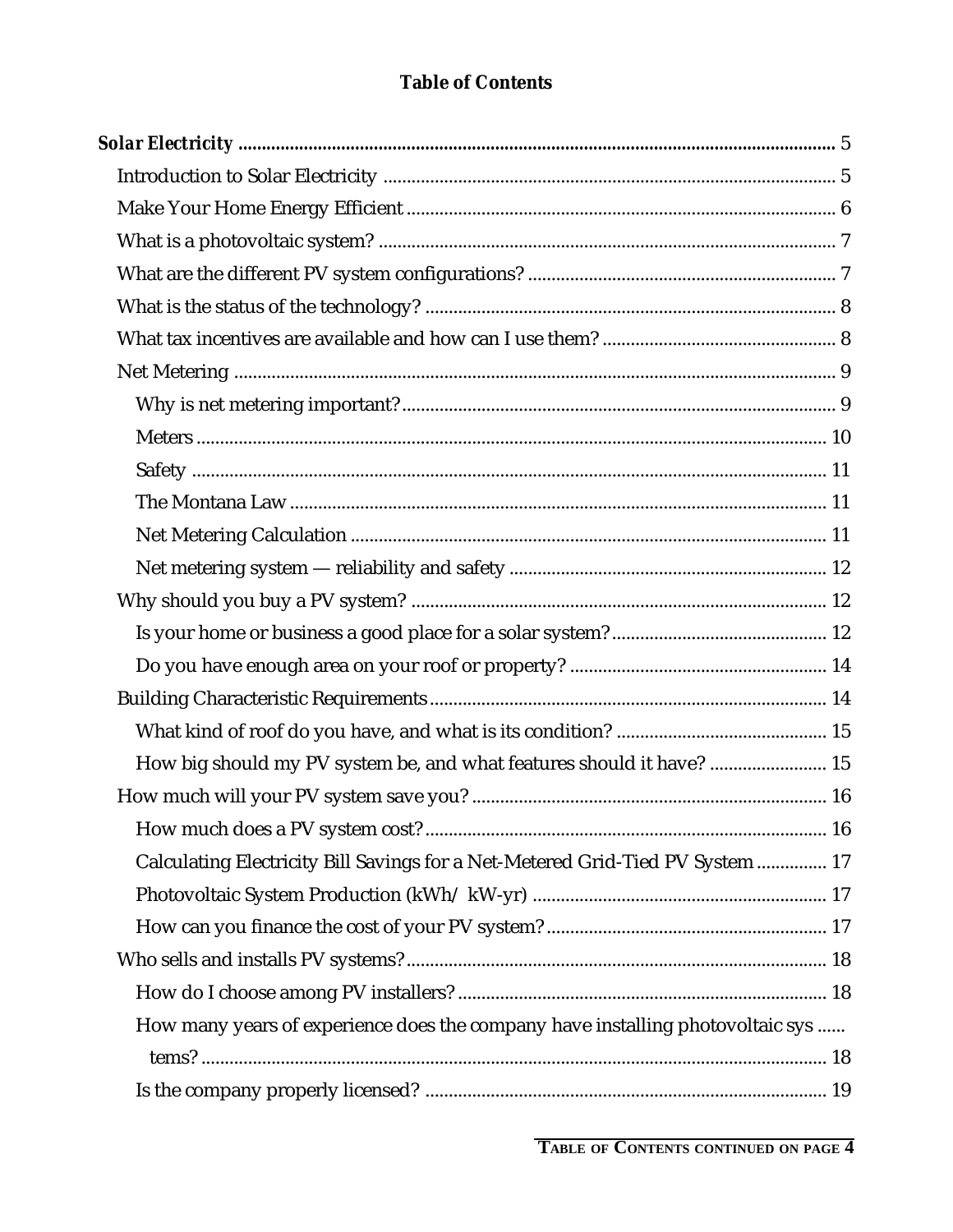# Table of Contents

**Solar Electricity** ........................................................................................................ 5

- Introduction to Solar Electricity ........................................................................................ 5
- Make Your Home Energy Efficient ..................................................................................... 6
- What is a photovoltaic system? ......................................................................................... 7
- What are the different PV system configurations? .............................................................. 7
- What is the status of the technology? ................................................................................ 8
- What tax incentives are available and how can I use them? .............................................. 8
- Net Metering ..................................................................................................................... 9
  - Why is net metering important? .................................................................................... 9
  - Meters .......................................................................................................................... 10
  - Safety .......................................................................................................................... 11
  - The Montana Law ........................................................................................................ 11
  - Net Metering Calculation ............................................................................................. 11
  - Net metering system — reliability and safety ................................................................ 12
- Why should you buy a PV system? ................................................................................... 12
  - Is your home or business a good place for a solar system? ........................................... 12
  - Do you have enough area on your roof or property? ..................................................... 14
- Building Characteristic Requirements ............................................................................... 14
  - What kind of roof do you have, and what is its condition? ............................................ 15
  - How big should my PV system be, and what features should it have? ......................... 15
- How much will your PV system save you? ........................................................................ 16
  - How much does a PV system cost? .............................................................................. 16
  - Calculating Electricity Bill Savings for a Net-Metered Grid-Tied PV System ............... 17
  - Photovoltaic System Production (kWh/ kW-yr) ............................................................ 17
  - How can you finance the cost of your PV system? ........................................................ 17
- Who sells and installs PV systems? .................................................................................. 18
  - How do I choose among PV installers? ......................................................................... 18
  - How many years of experience does the company have installing photovoltaic sys ...... tems? ............................................................................................................................ 18
  - Is the company properly licensed? ................................................................................ 19

**TABLE OF CONTENTS CONTINUED ON PAGE 4**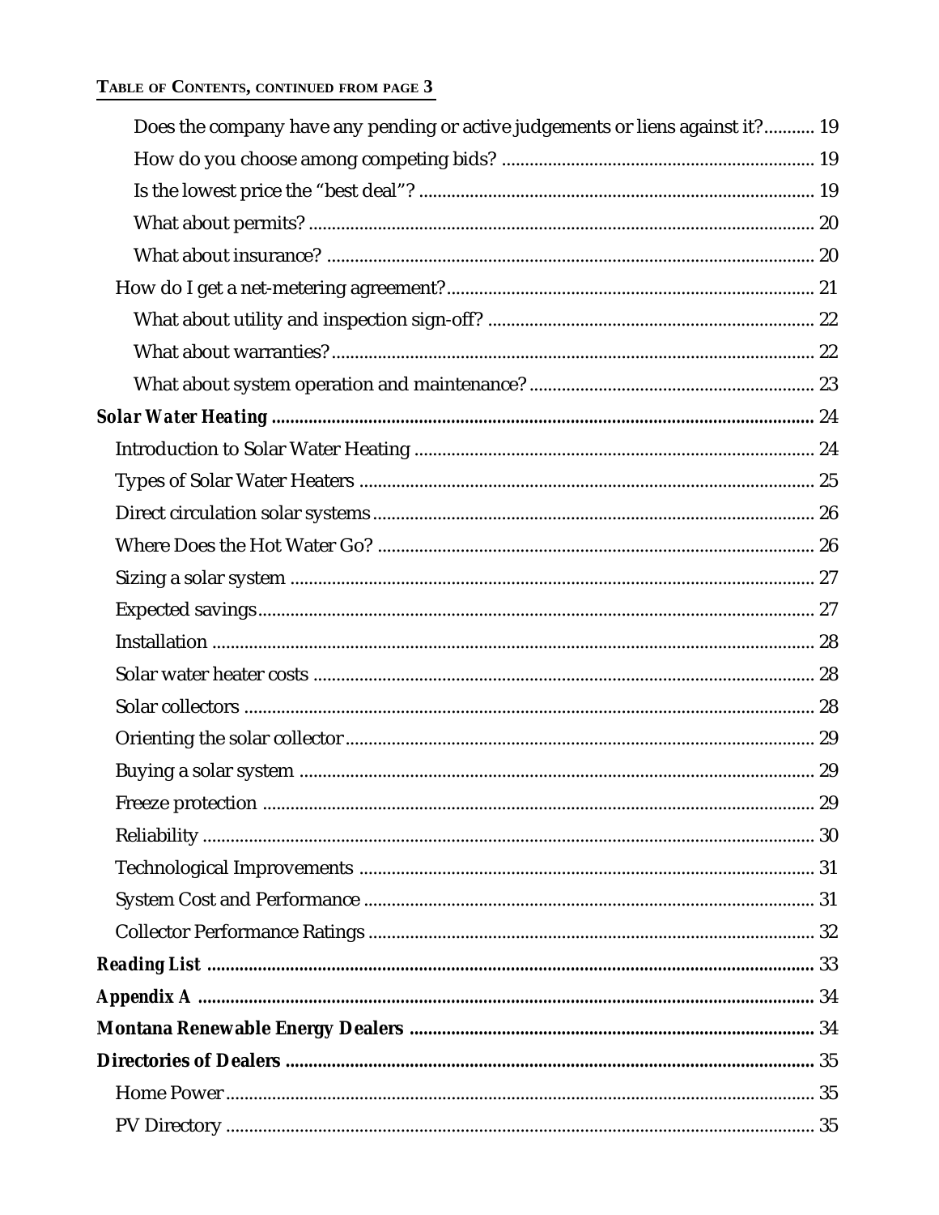**TABLE OF CONTENTS, CONTINUED FROM PAGE 3**

- Does the company have any pending or active judgements or liens against it? ........... 19
- How do you choose among competing bids? ........... 19
- Is the lowest price the "best deal"? ........... 19
- What about permits? ........... 20
- What about insurance? ........... 20

How do I get a net-metering agreement? ........... 21

- What about utility and inspection sign-off? ........... 22
- What about warranties? ........... 22
- What about system operation and maintenance? ........... 23

***Solar Water Heating*** ........... 24

- Introduction to Solar Water Heating ........... 24
- Types of Solar Water Heaters ........... 25
- Direct circulation solar systems ........... 26
- Where Does the Hot Water Go? ........... 26
- Sizing a solar system ........... 27
- Expected savings ........... 27
- Installation ........... 28
- Solar water heater costs ........... 28
- Solar collectors ........... 28
- Orienting the solar collector ........... 29
- Buying a solar system ........... 29
- Freeze protection ........... 29
- Reliability ........... 30
- Technological Improvements ........... 31
- System Cost and Performance ........... 31
- Collector Performance Ratings ........... 32

***Reading List*** ........... 33

***Appendix A*** ........... 34

**Montana Renewable Energy Dealers** ........... 34

**Directories of Dealers** ........... 35

- Home Power ........... 35
- PV Directory ........... 35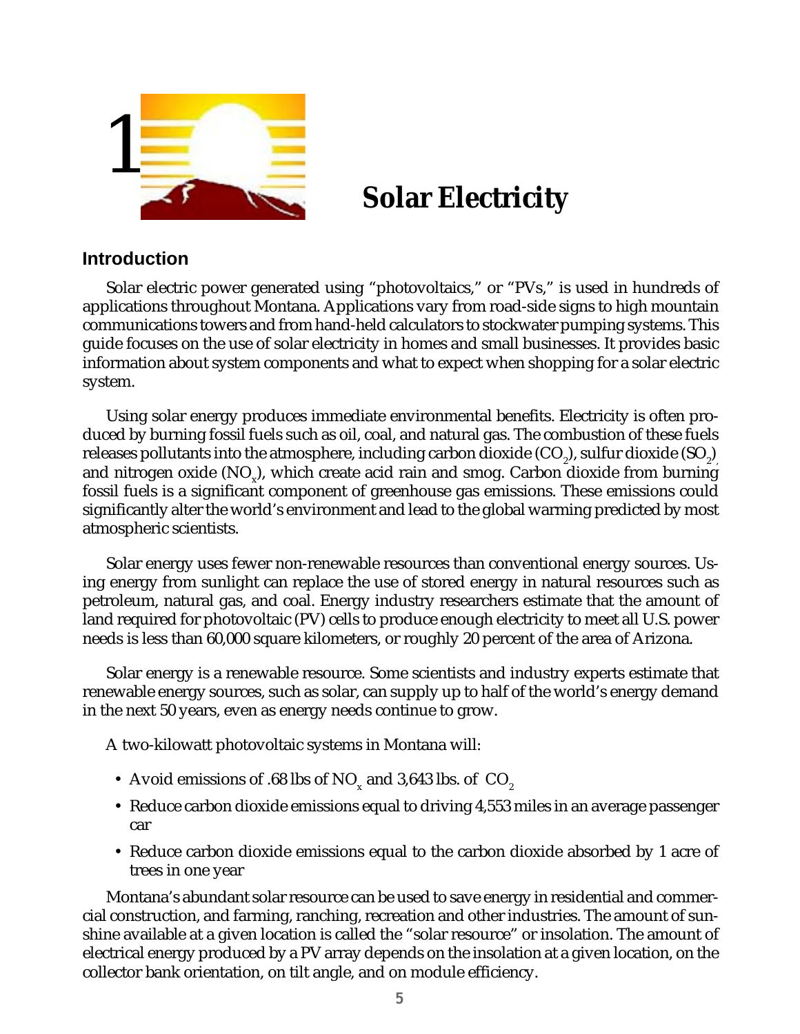# 1 Solar Electricity

## Introduction

Solar electric power generated using "photovoltaics," or "PVs," is used in hundreds of applications throughout Montana. Applications vary from road-side signs to high mountain communications towers and from hand-held calculators to stockwater pumping systems. This guide focuses on the use of solar electricity in homes and small businesses. It provides basic information about system components and what to expect when shopping for a solar electric system.

Using solar energy produces immediate environmental benefits. Electricity is often produced by burning fossil fuels such as oil, coal, and natural gas. The combustion of these fuels releases pollutants into the atmosphere, including carbon dioxide ($CO_2$), sulfur dioxide ($SO_2$), and nitrogen oxide ($NO_x$), which create acid rain and smog. Carbon dioxide from burning fossil fuels is a significant component of greenhouse gas emissions. These emissions could significantly alter the world's environment and lead to the global warming predicted by most atmospheric scientists.

Solar energy uses fewer non-renewable resources than conventional energy sources. Using energy from sunlight can replace the use of stored energy in natural resources such as petroleum, natural gas, and coal. Energy industry researchers estimate that the amount of land required for photovoltaic (PV) cells to produce enough electricity to meet all U.S. power needs is less than 60,000 square kilometers, or roughly 20 percent of the area of Arizona.

Solar energy is a renewable resource. Some scientists and industry experts estimate that renewable energy sources, such as solar, can supply up to half of the world's energy demand in the next 50 years, even as energy needs continue to grow.

A two-kilowatt photovoltaic systems in Montana will:

- Avoid emissions of .68 lbs of $NO_x$ and 3,643 lbs. of $CO_2$
- Reduce carbon dioxide emissions equal to driving 4,553 miles in an average passenger car
- Reduce carbon dioxide emissions equal to the carbon dioxide absorbed by 1 acre of trees in one year

Montana's abundant solar resource can be used to save energy in residential and commercial construction, and farming, ranching, recreation and other industries. The amount of sunshine available at a given location is called the "solar resource" or insolation. The amount of electrical energy produced by a PV array depends on the insolation at a given location, on the collector bank orientation, on tilt angle, and on module efficiency.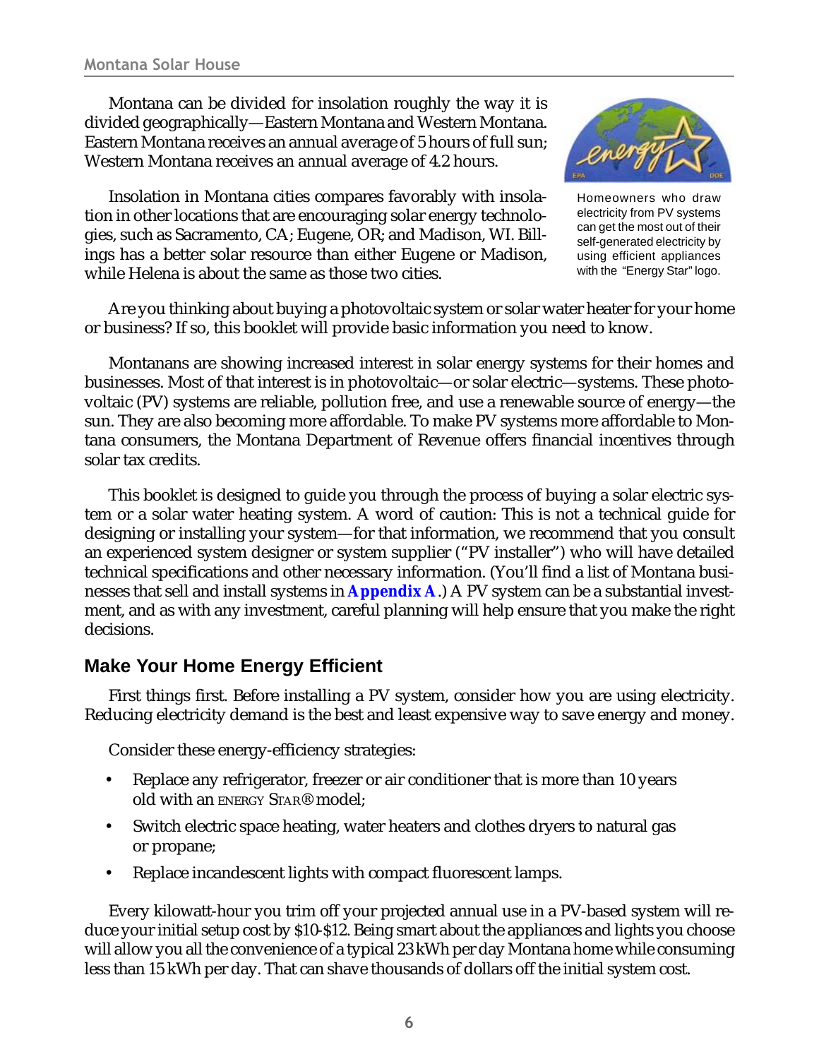Montana can be divided for insolation roughly the way it is divided geographically—Eastern Montana and Western Montana. Eastern Montana receives an annual average of 5 hours of full sun; Western Montana receives an annual average of 4.2 hours.

Insolation in Montana cities compares favorably with insolation in other locations that are encouraging solar energy technologies, such as Sacramento, CA; Eugene, OR; and Madison, WI. Billings has a better solar resource than either Eugene or Madison, while Helena is about the same as those two cities.

Homeowners who draw electricity from PV systems can get the most out of their self-generated electricity by using efficient appliances with the "Energy Star" logo.

Are you thinking about buying a photovoltaic system or solar water heater for your home or business? If so, this booklet will provide basic information you need to know.

Montanans are showing increased interest in solar energy systems for their homes and businesses. Most of that interest is in photovoltaic—or solar electric—systems. These photovoltaic (PV) systems are reliable, pollution free, and use a renewable source of energy—the sun. They are also becoming more affordable. To make PV systems more affordable to Montana consumers, the Montana Department of Revenue offers financial incentives through solar tax credits.

This booklet is designed to guide you through the process of buying a solar electric system or a solar water heating system. A word of caution: This is not a technical guide for designing or installing your system—for that information, we recommend that you consult an experienced system designer or system supplier ("PV installer") who will have detailed technical specifications and other necessary information. (You'll find a list of Montana businesses that sell and install systems in **Appendix A**.) A PV system can be a substantial investment, and as with any investment, careful planning will help ensure that you make the right decisions.

## Make Your Home Energy Efficient

First things first. Before installing a PV system, consider how you are using electricity. Reducing electricity demand is the best and least expensive way to save energy and money.

Consider these energy-efficiency strategies:

- Replace any refrigerator, freezer or air conditioner that is more than 10 years old with an ENERGY STAR® model;
- Switch electric space heating, water heaters and clothes dryers to natural gas or propane;
- Replace incandescent lights with compact fluorescent lamps.

Every kilowatt-hour you trim off your projected annual use in a PV-based system will reduce your initial setup cost by $10-$12. Being smart about the appliances and lights you choose will allow you all the convenience of a typical 23 kWh per day Montana home while consuming less than 15 kWh per day. That can shave thousands of dollars off the initial system cost.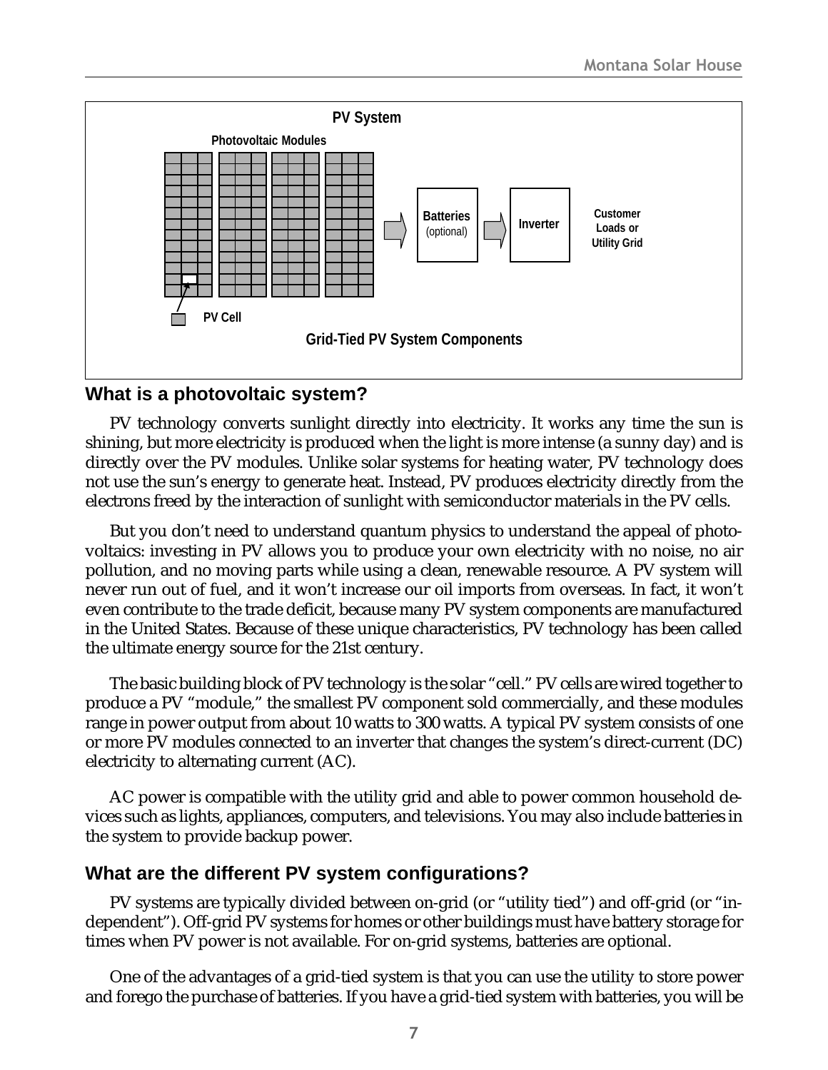## What is a photovoltaic system?

PV technology converts sunlight directly into electricity. It works any time the sun is shining, but more electricity is produced when the light is more intense (a sunny day) and is directly over the PV modules. Unlike solar systems for heating water, PV technology does not use the sun's energy to generate heat. Instead, PV produces electricity directly from the electrons freed by the interaction of sunlight with semiconductor materials in the PV cells.

But you don't need to understand quantum physics to understand the appeal of photovoltaics: investing in PV allows you to produce your own electricity with no noise, no air pollution, and no moving parts while using a clean, renewable resource. A PV system will never run out of fuel, and it won't increase our oil imports from overseas. In fact, it won't even contribute to the trade deficit, because many PV system components are manufactured in the United States. Because of these unique characteristics, PV technology has been called the ultimate energy source for the 21st century.

The basic building block of PV technology is the solar "cell." PV cells are wired together to produce a PV "module," the smallest PV component sold commercially, and these modules range in power output from about 10 watts to 300 watts. A typical PV system consists of one or more PV modules connected to an inverter that changes the system's direct-current (DC) electricity to alternating current (AC).

AC power is compatible with the utility grid and able to power common household devices such as lights, appliances, computers, and televisions. You may also include batteries in the system to provide backup power.

## What are the different PV system configurations?

PV systems are typically divided between on-grid (or "utility tied") and off-grid (or "independent"). Off-grid PV systems for homes or other buildings must have battery storage for times when PV power is not available. For on-grid systems, batteries are optional.

One of the advantages of a grid-tied system is that you can use the utility to store power and forego the purchase of batteries. If you have a grid-tied system with batteries, you will be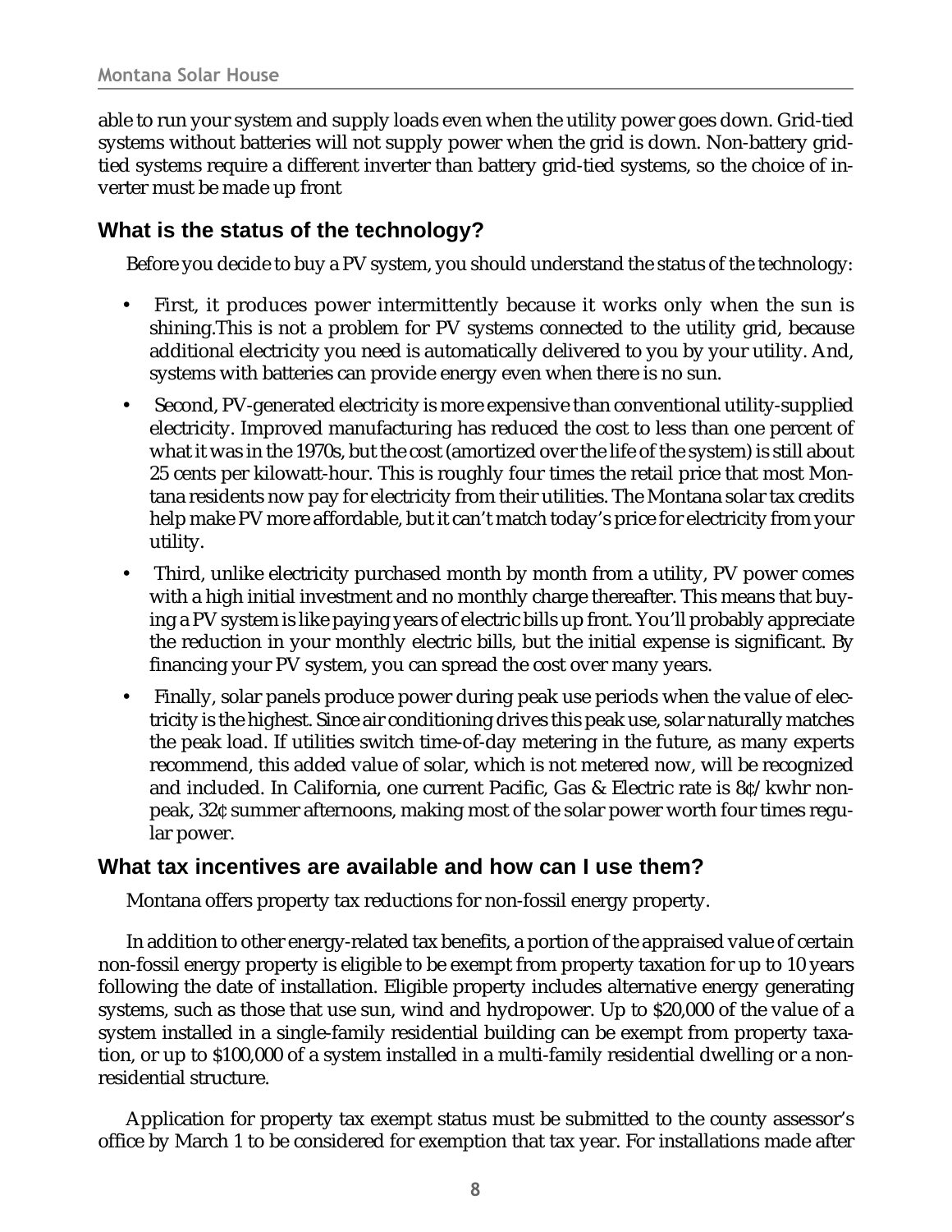able to run your system and supply loads even when the utility power goes down. Grid-tied systems without batteries will not supply power when the grid is down. Non-battery grid-tied systems require a different inverter than battery grid-tied systems, so the choice of inverter must be made up front

## What is the status of the technology?

Before you decide to buy a PV system, you should understand the status of the technology:

- First, it produces power intermittently because it works only when the sun is shining.This is not a problem for PV systems connected to the utility grid, because additional electricity you need is automatically delivered to you by your utility. And, systems with batteries can provide energy even when there is no sun.
- Second, PV-generated electricity is more expensive than conventional utility-supplied electricity. Improved manufacturing has reduced the cost to less than one percent of what it was in the 1970s, but the cost (amortized over the life of the system) is still about 25 cents per kilowatt-hour. This is roughly four times the retail price that most Montana residents now pay for electricity from their utilities. The Montana solar tax credits help make PV more affordable, but it can't match today's price for electricity from your utility.
- Third, unlike electricity purchased month by month from a utility, PV power comes with a high initial investment and no monthly charge thereafter. This means that buying a PV system is like paying years of electric bills up front. You'll probably appreciate the reduction in your monthly electric bills, but the initial expense is significant. By financing your PV system, you can spread the cost over many years.
- Finally, solar panels produce power during peak use periods when the value of electricity is the highest. Since air conditioning drives this peak use, solar naturally matches the peak load. If utilities switch time-of-day metering in the future, as many experts recommend, this added value of solar, which is not metered now, will be recognized and included. In California, one current Pacific, Gas & Electric rate is 8¢/ kwhr non-peak, 32¢ summer afternoons, making most of the solar power worth four times regular power.

## What tax incentives are available and how can I use them?

Montana offers property tax reductions for non-fossil energy property.

In addition to other energy-related tax benefits, a portion of the appraised value of certain non-fossil energy property is eligible to be exempt from property taxation for up to 10 years following the date of installation. Eligible property includes alternative energy generating systems, such as those that use sun, wind and hydropower. Up to $20,000 of the value of a system installed in a single-family residential building can be exempt from property taxation, or up to $100,000 of a system installed in a multi-family residential dwelling or a non-residential structure.

Application for property tax exempt status must be submitted to the county assessor's office by March 1 to be considered for exemption that tax year. For installations made after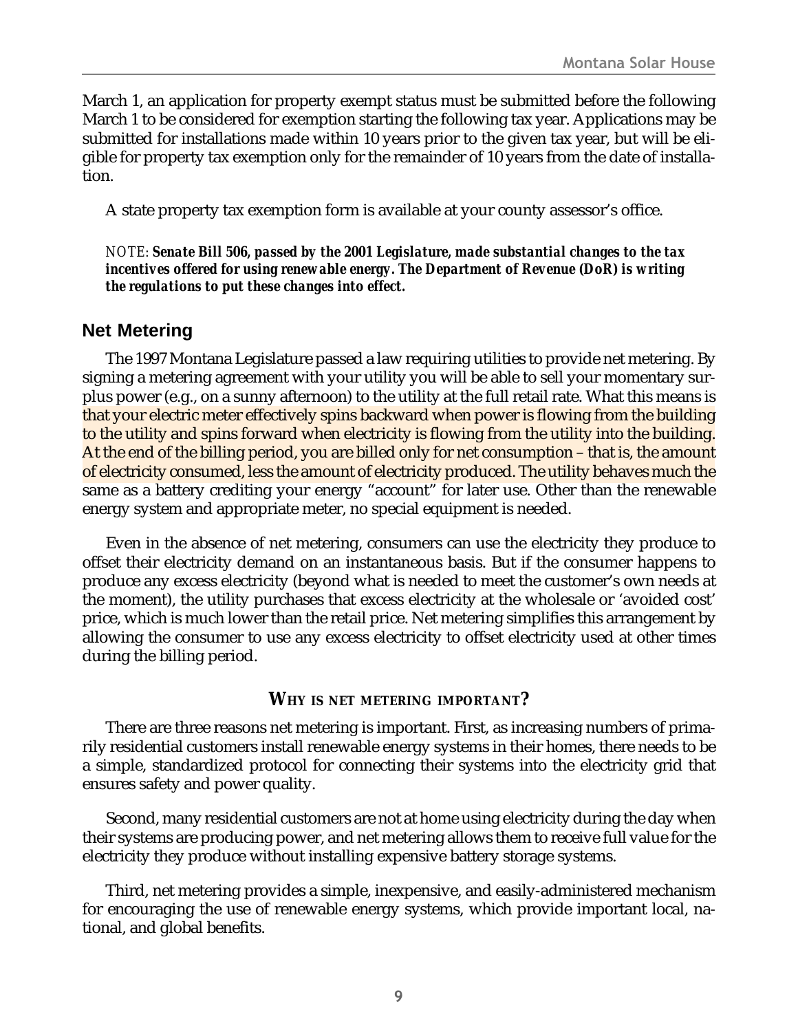March 1, an application for property exempt status must be submitted before the following March 1 to be considered for exemption starting the following tax year. Applications may be submitted for installations made within 10 years prior to the given tax year, but will be eligible for property tax exemption only for the remainder of 10 years from the date of installation.

A state property tax exemption form is available at your county assessor's office.

*NOTE:* ***Senate Bill 506, passed by the 2001 Legislature, made substantial changes to the tax incentives offered for using renewable energy. The Department of Revenue (DoR) is writing the regulations to put these changes into effect.***

## Net Metering

The 1997 Montana Legislature passed a law requiring utilities to provide net metering. By signing a metering agreement with your utility you will be able to sell your momentary surplus power (e.g., on a sunny afternoon) to the utility at the full retail rate. What this means is that your electric meter effectively spins backward when power is flowing from the building to the utility and spins forward when electricity is flowing from the utility into the building. At the end of the billing period, you are billed only for net consumption – that is, the amount of electricity consumed, less the amount of electricity produced. The utility behaves much the same as a battery crediting your energy "account" for later use. Other than the renewable energy system and appropriate meter, no special equipment is needed.

Even in the absence of net metering, consumers can use the electricity they produce to offset their electricity demand on an instantaneous basis. But if the consumer happens to produce any excess electricity (beyond what is needed to meet the customer's own needs at the moment), the utility purchases that excess electricity at the wholesale or 'avoided cost' price, which is much lower than the retail price. Net metering simplifies this arrangement by allowing the consumer to use any excess electricity to offset electricity used at other times during the billing period.

### *Why is net metering important?*

There are three reasons net metering is important. First, as increasing numbers of primarily residential customers install renewable energy systems in their homes, there needs to be a simple, standardized protocol for connecting their systems into the electricity grid that ensures safety and power quality.

Second, many residential customers are not at home using electricity during the day when their systems are producing power, and net metering allows them to receive full value for the electricity they produce without installing expensive battery storage systems.

Third, net metering provides a simple, inexpensive, and easily-administered mechanism for encouraging the use of renewable energy systems, which provide important local, national, and global benefits.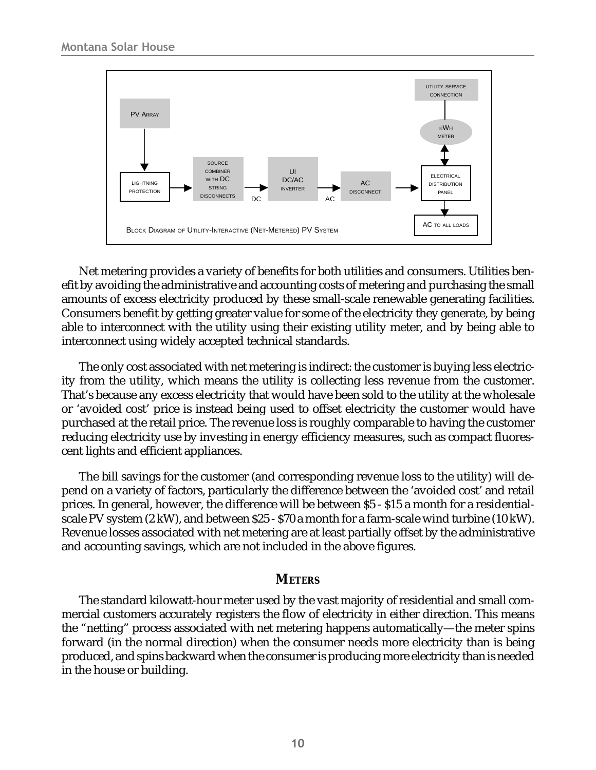Block Diagram of Utility-Interactive (Net-Metered) PV System

Net metering provides a variety of benefits for both utilities and consumers. Utilities benefit by avoiding the administrative and accounting costs of metering and purchasing the small amounts of excess electricity produced by these small-scale renewable generating facilities. Consumers benefit by getting greater value for some of the electricity they generate, by being able to interconnect with the utility using their existing utility meter, and by being able to interconnect using widely accepted technical standards.

The only cost associated with net metering is indirect: the customer is buying less electricity from the utility, which means the utility is collecting less revenue from the customer. That's because any excess electricity that would have been sold to the utility at the wholesale or 'avoided cost' price is instead being used to offset electricity the customer would have purchased at the retail price. The revenue loss is roughly comparable to having the customer reducing electricity use by investing in energy efficiency measures, such as compact fluorescent lights and efficient appliances.

The bill savings for the customer (and corresponding revenue loss to the utility) will depend on a variety of factors, particularly the difference between the 'avoided cost' and retail prices. In general, however, the difference will be between $5 - $15 a month for a residential-scale PV system (2 kW), and between $25 - $70 a month for a farm-scale wind turbine (10 kW). Revenue losses associated with net metering are at least partially offset by the administrative and accounting savings, which are not included in the above figures.

## Meters

The standard kilowatt-hour meter used by the vast majority of residential and small commercial customers accurately registers the flow of electricity in either direction. This means the "netting" process associated with net metering happens automatically—the meter spins forward (in the normal direction) when the consumer needs more electricity than is being produced, and spins backward when the consumer is producing more electricity than is needed in the house or building.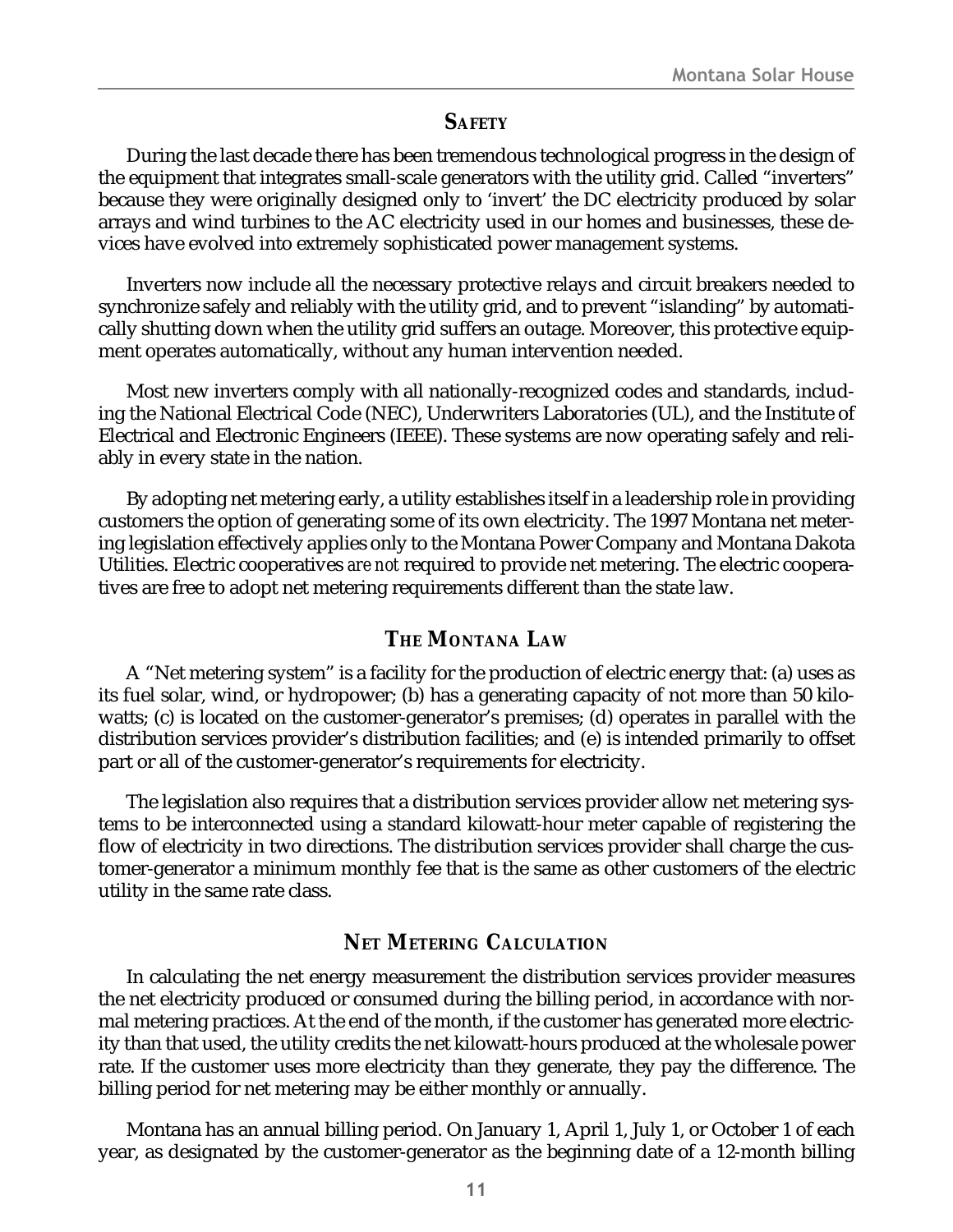## Safety

During the last decade there has been tremendous technological progress in the design of the equipment that integrates small-scale generators with the utility grid. Called "inverters" because they were originally designed only to 'invert' the DC electricity produced by solar arrays and wind turbines to the AC electricity used in our homes and businesses, these devices have evolved into extremely sophisticated power management systems.

Inverters now include all the necessary protective relays and circuit breakers needed to synchronize safely and reliably with the utility grid, and to prevent "islanding" by automatically shutting down when the utility grid suffers an outage. Moreover, this protective equipment operates automatically, without any human intervention needed.

Most new inverters comply with all nationally-recognized codes and standards, including the National Electrical Code (NEC), Underwriters Laboratories (UL), and the Institute of Electrical and Electronic Engineers (IEEE). These systems are now operating safely and reliably in every state in the nation.

By adopting net metering early, a utility establishes itself in a leadership role in providing customers the option of generating some of its own electricity. The 1997 Montana net metering legislation effectively applies only to the Montana Power Company and Montana Dakota Utilities. Electric cooperatives *are not* required to provide net metering. The electric cooperatives are free to adopt net metering requirements different than the state law.

## The Montana Law

A "Net metering system" is a facility for the production of electric energy that: (a) uses as its fuel solar, wind, or hydropower; (b) has a generating capacity of not more than 50 kilowatts; (c) is located on the customer-generator's premises; (d) operates in parallel with the distribution services provider's distribution facilities; and (e) is intended primarily to offset part or all of the customer-generator's requirements for electricity.

The legislation also requires that a distribution services provider allow net metering systems to be interconnected using a standard kilowatt-hour meter capable of registering the flow of electricity in two directions. The distribution services provider shall charge the customer-generator a minimum monthly fee that is the same as other customers of the electric utility in the same rate class.

## Net Metering Calculation

In calculating the net energy measurement the distribution services provider measures the net electricity produced or consumed during the billing period, in accordance with normal metering practices. At the end of the month, if the customer has generated more electricity than that used, the utility credits the net kilowatt-hours produced at the wholesale power rate. If the customer uses more electricity than they generate, they pay the difference. The billing period for net metering may be either monthly or annually.

Montana has an annual billing period. On January 1, April 1, July 1, or October 1 of each year, as designated by the customer-generator as the beginning date of a 12-month billing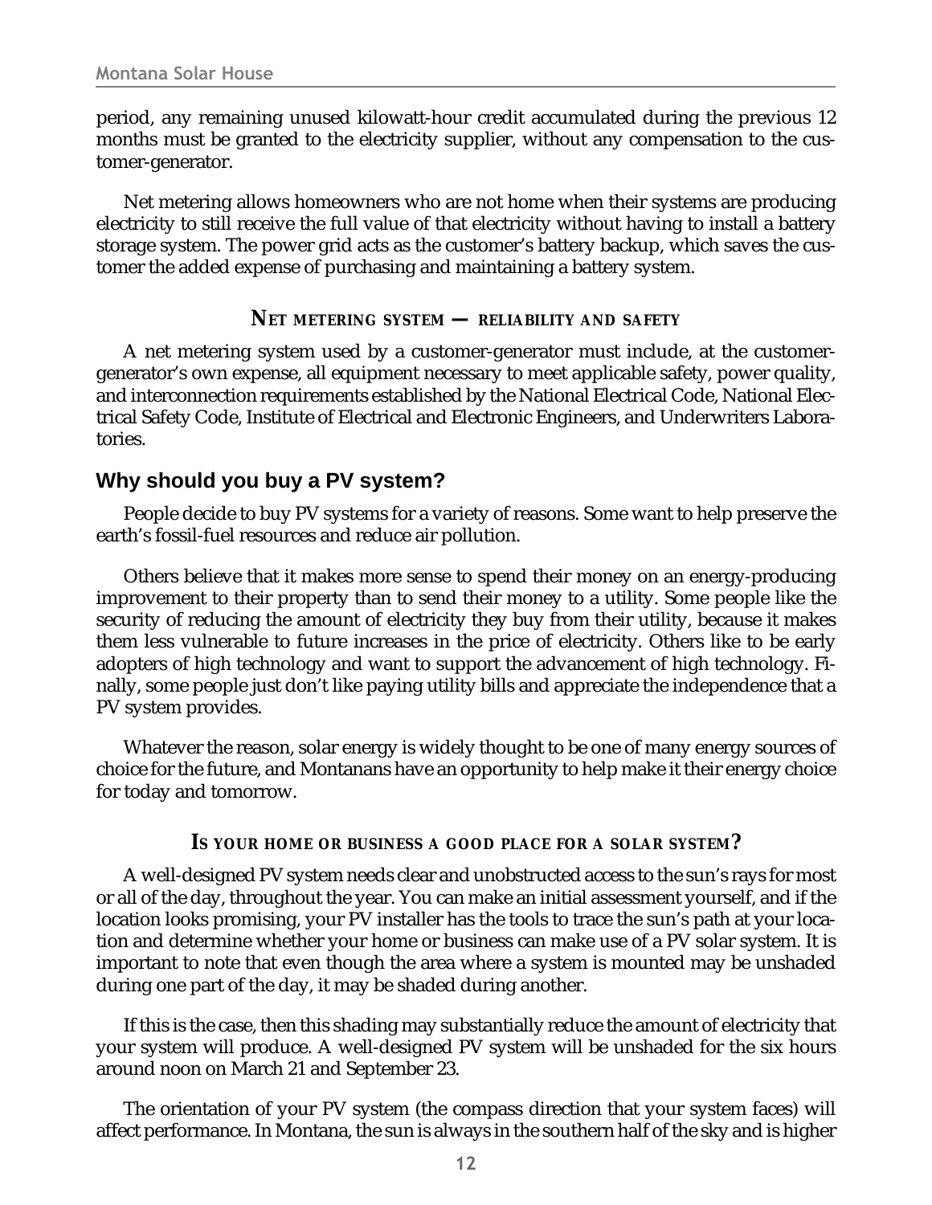period, any remaining unused kilowatt-hour credit accumulated during the previous 12 months must be granted to the electricity supplier, without any compensation to the customer-generator.

Net metering allows homeowners who are not home when their systems are producing electricity to still receive the full value of that electricity without having to install a battery storage system. The power grid acts as the customer's battery backup, which saves the customer the added expense of purchasing and maintaining a battery system.

#### NET METERING SYSTEM — RELIABILITY AND SAFETY

A net metering system used by a customer-generator must include, at the customer-generator's own expense, all equipment necessary to meet applicable safety, power quality, and interconnection requirements established by the National Electrical Code, National Electrical Safety Code, Institute of Electrical and Electronic Engineers, and Underwriters Laboratories.

### Why should you buy a PV system?

People decide to buy PV systems for a variety of reasons. Some want to help preserve the earth's fossil-fuel resources and reduce air pollution.

Others believe that it makes more sense to spend their money on an energy-producing improvement to their property than to send their money to a utility. Some people like the security of reducing the amount of electricity they buy from their utility, because it makes them less vulnerable to future increases in the price of electricity. Others like to be early adopters of high technology and want to support the advancement of high technology. Finally, some people just don't like paying utility bills and appreciate the independence that a PV system provides.

Whatever the reason, solar energy is widely thought to be one of many energy sources of choice for the future, and Montanans have an opportunity to help make it their energy choice for today and tomorrow.

#### IS YOUR HOME OR BUSINESS A GOOD PLACE FOR A SOLAR SYSTEM?

A well-designed PV system needs clear and unobstructed access to the sun's rays for most or all of the day, throughout the year. You can make an initial assessment yourself, and if the location looks promising, your PV installer has the tools to trace the sun's path at your location and determine whether your home or business can make use of a PV solar system. It is important to note that even though the area where a system is mounted may be unshaded during one part of the day, it may be shaded during another.

If this is the case, then this shading may substantially reduce the amount of electricity that your system will produce. A well-designed PV system will be unshaded for the six hours around noon on March 21 and September 23.

The orientation of your PV system (the compass direction that your system faces) will affect performance. In Montana, the sun is always in the southern half of the sky and is higher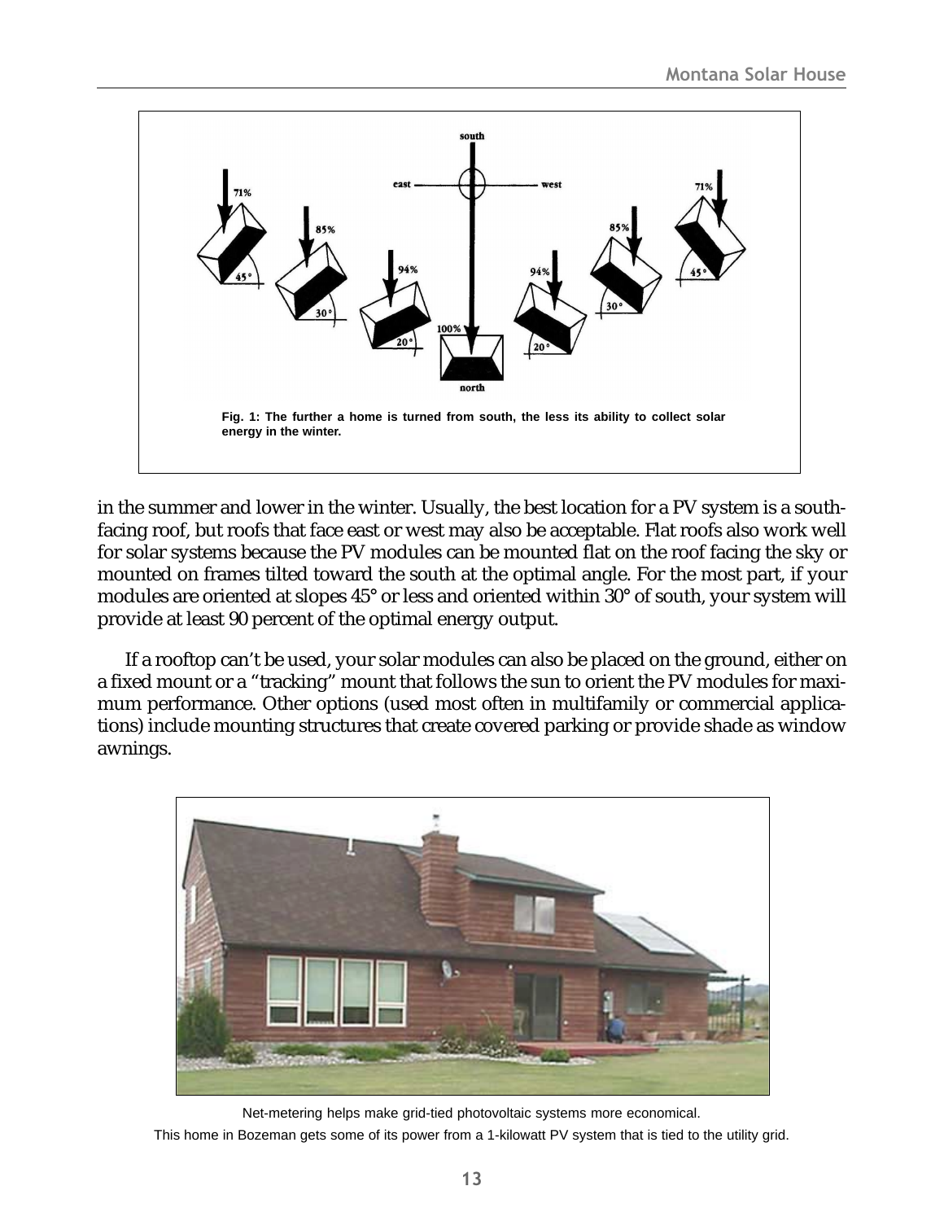Fig. 1: The further a home is turned from south, the less its ability to collect solar energy in the winter.

in the summer and lower in the winter. Usually, the best location for a PV system is a south-facing roof, but roofs that face east or west may also be acceptable. Flat roofs also work well for solar systems because the PV modules can be mounted flat on the roof facing the sky or mounted on frames tilted toward the south at the optimal angle. For the most part, if your modules are oriented at slopes 45° or less and oriented within 30° of south, your system will provide at least 90 percent of the optimal energy output.

If a rooftop can't be used, your solar modules can also be placed on the ground, either on a fixed mount or a "tracking" mount that follows the sun to orient the PV modules for maximum performance. Other options (used most often in multifamily or commercial applications) include mounting structures that create covered parking or provide shade as window awnings.

Net-metering helps make grid-tied photovoltaic systems more economical.

This home in Bozeman gets some of its power from a 1-kilowatt PV system that is tied to the utility grid.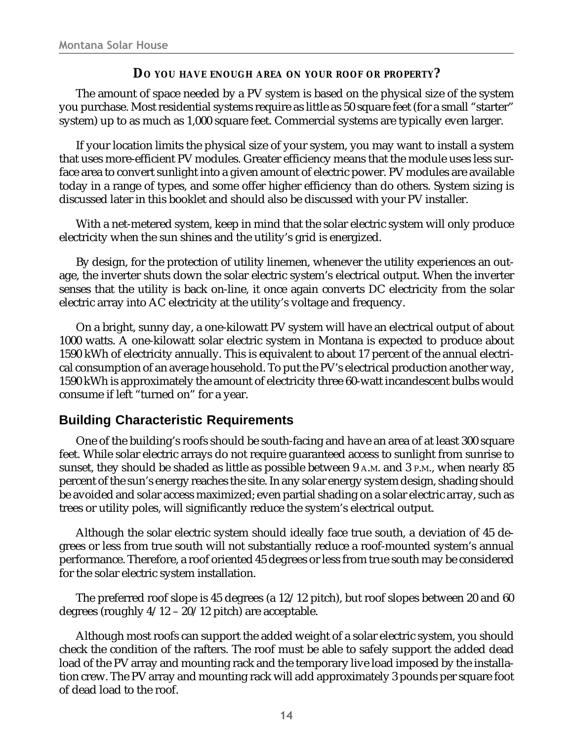### DO YOU HAVE ENOUGH AREA ON YOUR ROOF OR PROPERTY?

The amount of space needed by a PV system is based on the physical size of the system you purchase. Most residential systems require as little as 50 square feet (for a small "starter" system) up to as much as 1,000 square feet. Commercial systems are typically even larger.

If your location limits the physical size of your system, you may want to install a system that uses more-efficient PV modules. Greater efficiency means that the module uses less surface area to convert sunlight into a given amount of electric power. PV modules are available today in a range of types, and some offer higher efficiency than do others. System sizing is discussed later in this booklet and should also be discussed with your PV installer.

With a net-metered system, keep in mind that the solar electric system will only produce electricity when the sun shines and the utility's grid is energized.

By design, for the protection of utility linemen, whenever the utility experiences an outage, the inverter shuts down the solar electric system's electrical output. When the inverter senses that the utility is back on-line, it once again converts DC electricity from the solar electric array into AC electricity at the utility's voltage and frequency.

On a bright, sunny day, a one-kilowatt PV system will have an electrical output of about 1000 watts. A one-kilowatt solar electric system in Montana is expected to produce about 1590 kWh of electricity annually. This is equivalent to about 17 percent of the annual electrical consumption of an average household. To put the PV's electrical production another way, 1590 kWh is approximately the amount of electricity three 60-watt incandescent bulbs would consume if left "turned on" for a year.

## Building Characteristic Requirements

One of the building's roofs should be south-facing and have an area of at least 300 square feet. While solar electric arrays do not require guaranteed access to sunlight from sunrise to sunset, they should be shaded as little as possible between 9 A.M. and 3 P.M., when nearly 85 percent of the sun's energy reaches the site. In any solar energy system design, shading should be avoided and solar access maximized; even partial shading on a solar electric array, such as trees or utility poles, will significantly reduce the system's electrical output.

Although the solar electric system should ideally face true south, a deviation of 45 degrees or less from true south will not substantially reduce a roof-mounted system's annual performance. Therefore, a roof oriented 45 degrees or less from true south may be considered for the solar electric system installation.

The preferred roof slope is 45 degrees (a 12/12 pitch), but roof slopes between 20 and 60 degrees (roughly 4/12 – 20/12 pitch) are acceptable.

Although most roofs can support the added weight of a solar electric system, you should check the condition of the rafters. The roof must be able to safely support the added dead load of the PV array and mounting rack and the temporary live load imposed by the installation crew. The PV array and mounting rack will add approximately 3 pounds per square foot of dead load to the roof.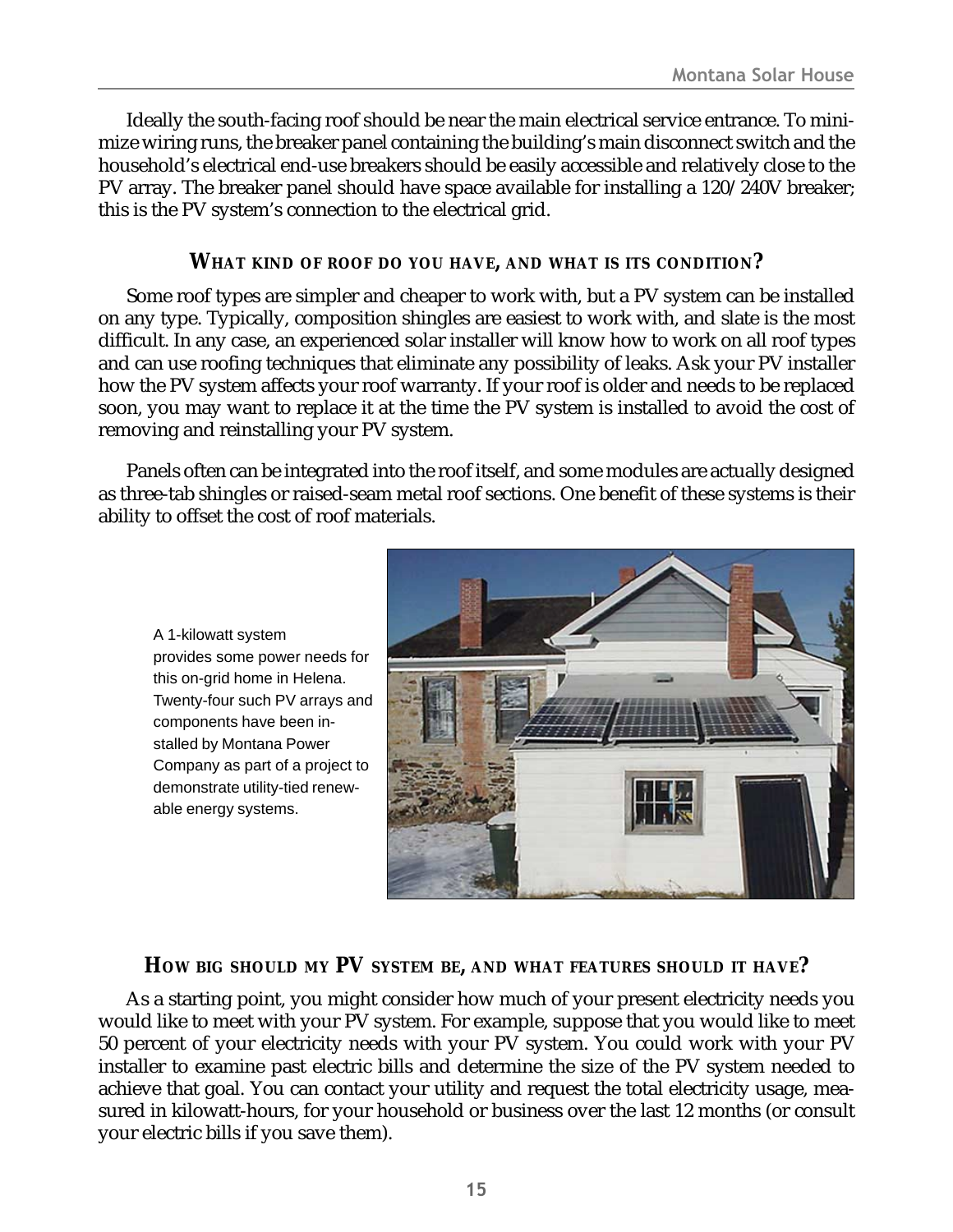Ideally the south-facing roof should be near the main electrical service entrance. To minimize wiring runs, the breaker panel containing the building's main disconnect switch and the household's electrical end-use breakers should be easily accessible and relatively close to the PV array. The breaker panel should have space available for installing a 120/240V breaker; this is the PV system's connection to the electrical grid.

### WHAT KIND OF ROOF DO YOU HAVE, AND WHAT IS ITS CONDITION?

Some roof types are simpler and cheaper to work with, but a PV system can be installed on any type. Typically, composition shingles are easiest to work with, and slate is the most difficult. In any case, an experienced solar installer will know how to work on all roof types and can use roofing techniques that eliminate any possibility of leaks. Ask your PV installer how the PV system affects your roof warranty. If your roof is older and needs to be replaced soon, you may want to replace it at the time the PV system is installed to avoid the cost of removing and reinstalling your PV system.

Panels often can be integrated into the roof itself, and some modules are actually designed as three-tab shingles or raised-seam metal roof sections. One benefit of these systems is their ability to offset the cost of roof materials.

A 1-kilowatt system provides some power needs for this on-grid home in Helena. Twenty-four such PV arrays and components have been installed by Montana Power Company as part of a project to demonstrate utility-tied renewable energy systems.

### HOW BIG SHOULD MY PV SYSTEM BE, AND WHAT FEATURES SHOULD IT HAVE?

As a starting point, you might consider how much of your present electricity needs you would like to meet with your PV system. For example, suppose that you would like to meet 50 percent of your electricity needs with your PV system. You could work with your PV installer to examine past electric bills and determine the size of the PV system needed to achieve that goal. You can contact your utility and request the total electricity usage, measured in kilowatt-hours, for your household or business over the last 12 months (or consult your electric bills if you save them).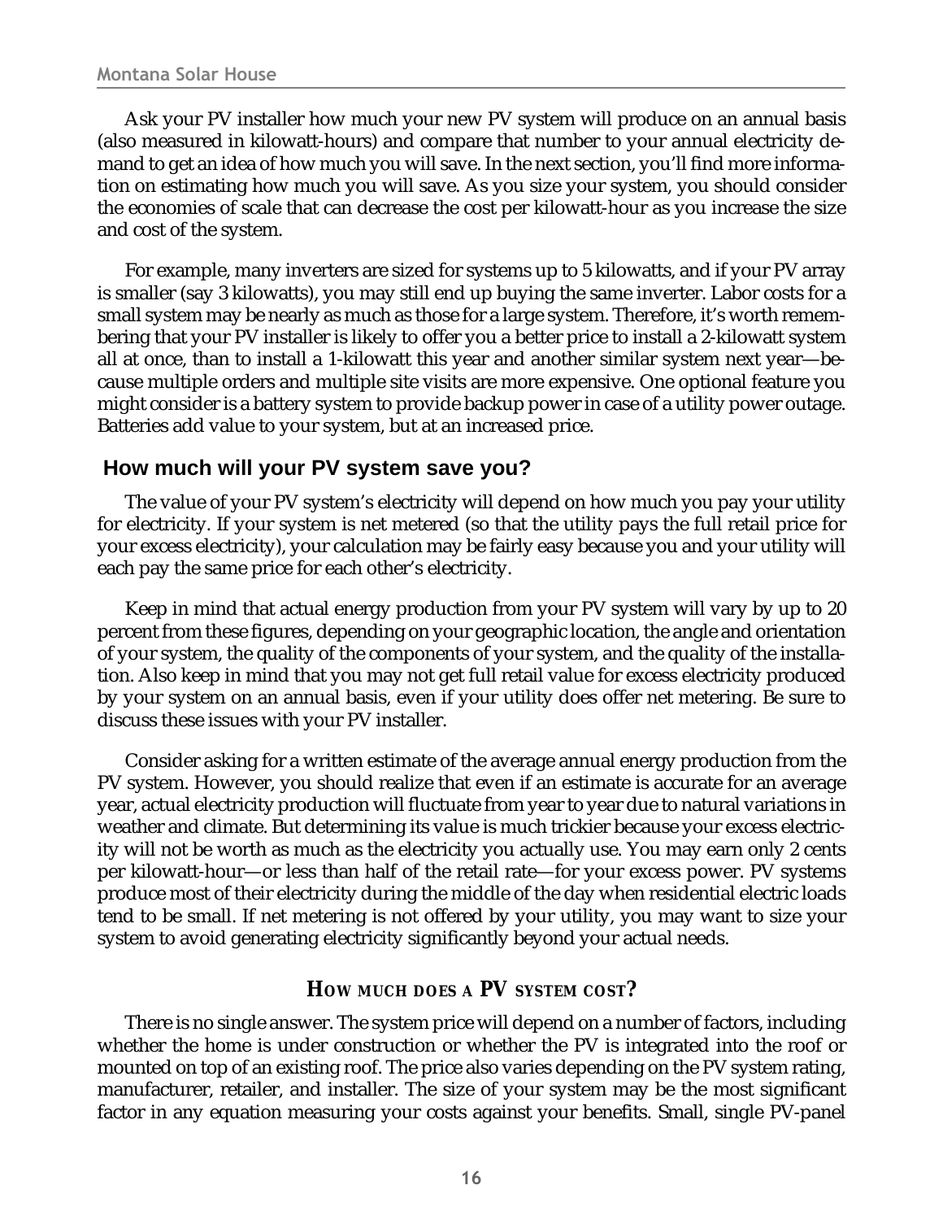Ask your PV installer how much your new PV system will produce on an annual basis (also measured in kilowatt-hours) and compare that number to your annual electricity demand to get an idea of how much you will save. In the next section, you'll find more information on estimating how much you will save. As you size your system, you should consider the economies of scale that can decrease the cost per kilowatt-hour as you increase the size and cost of the system.

For example, many inverters are sized for systems up to 5 kilowatts, and if your PV array is smaller (say 3 kilowatts), you may still end up buying the same inverter. Labor costs for a small system may be nearly as much as those for a large system. Therefore, it's worth remembering that your PV installer is likely to offer you a better price to install a 2-kilowatt system all at once, than to install a 1-kilowatt this year and another similar system next year—because multiple orders and multiple site visits are more expensive. One optional feature you might consider is a battery system to provide backup power in case of a utility power outage. Batteries add value to your system, but at an increased price.

## How much will your PV system save you?

The value of your PV system's electricity will depend on how much you pay your utility for electricity. If your system is net metered (so that the utility pays the full retail price for your excess electricity), your calculation may be fairly easy because you and your utility will each pay the same price for each other's electricity.

Keep in mind that actual energy production from your PV system will vary by up to 20 percent from these figures, depending on your geographic location, the angle and orientation of your system, the quality of the components of your system, and the quality of the installation. Also keep in mind that you may not get full retail value for excess electricity produced by your system on an annual basis, even if your utility does offer net metering. Be sure to discuss these issues with your PV installer.

Consider asking for a written estimate of the average annual energy production from the PV system. However, you should realize that even if an estimate is accurate for an average year, actual electricity production will fluctuate from year to year due to natural variations in weather and climate. But determining its value is much trickier because your excess electricity will not be worth as much as the electricity you actually use. You may earn only 2 cents per kilowatt-hour—or less than half of the retail rate—for your excess power. PV systems produce most of their electricity during the middle of the day when residential electric loads tend to be small. If net metering is not offered by your utility, you may want to size your system to avoid generating electricity significantly beyond your actual needs.

### HOW MUCH DOES A PV SYSTEM COST?

There is no single answer. The system price will depend on a number of factors, including whether the home is under construction or whether the PV is integrated into the roof or mounted on top of an existing roof. The price also varies depending on the PV system rating, manufacturer, retailer, and installer. The size of your system may be the most significant factor in any equation measuring your costs against your benefits. Small, single PV-panel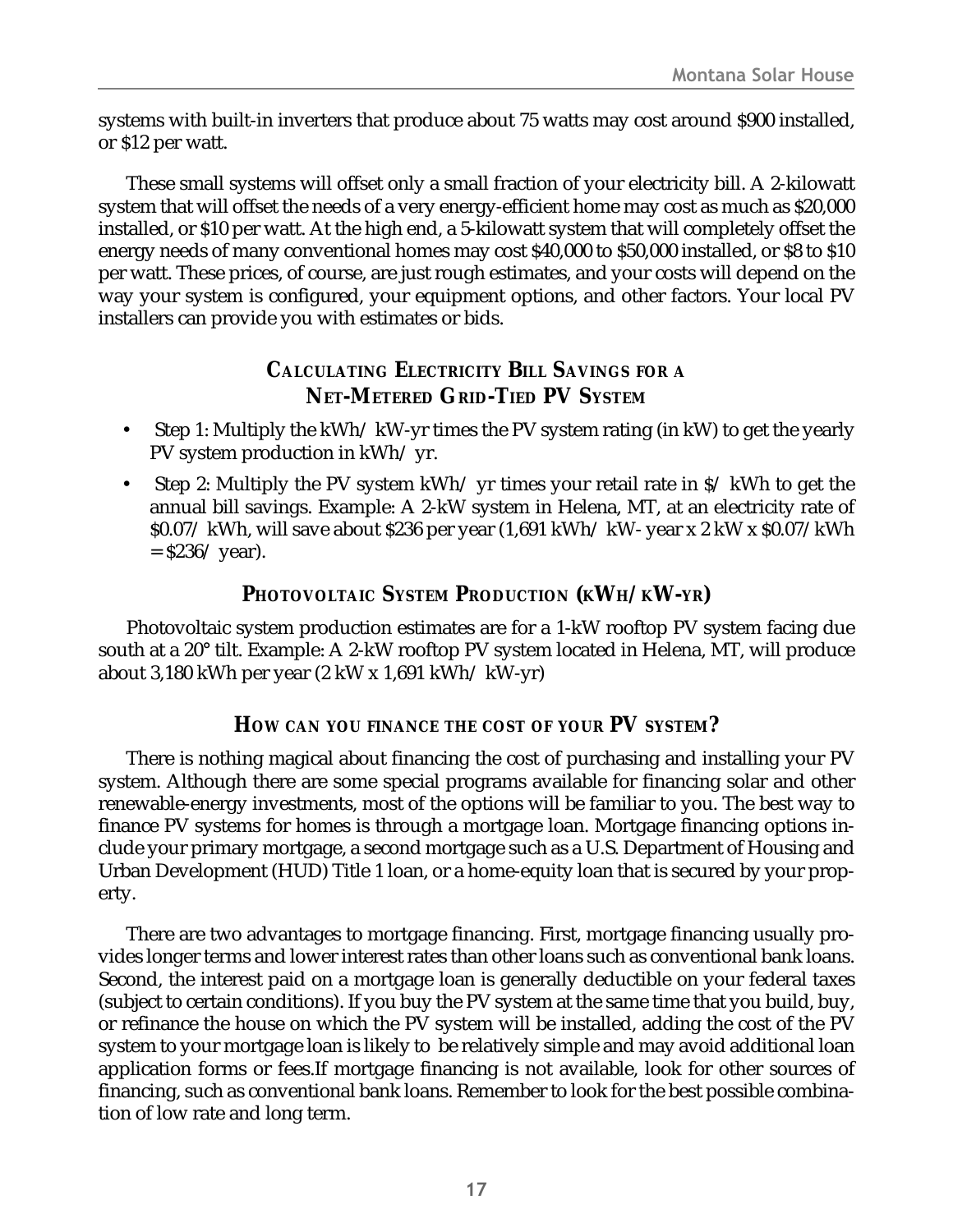systems with built-in inverters that produce about 75 watts may cost around $900 installed, or $12 per watt.

These small systems will offset only a small fraction of your electricity bill. A 2-kilowatt system that will offset the needs of a very energy-efficient home may cost as much as $20,000 installed, or $10 per watt. At the high end, a 5-kilowatt system that will completely offset the energy needs of many conventional homes may cost $40,000 to $50,000 installed, or $8 to $10 per watt. These prices, of course, are just rough estimates, and your costs will depend on the way your system is configured, your equipment options, and other factors. Your local PV installers can provide you with estimates or bids.

### Calculating Electricity Bill Savings for a Net-Metered Grid-Tied PV System

- Step 1: Multiply the kWh/ kW-yr times the PV system rating (in kW) to get the yearly PV system production in kWh/ yr.
- Step 2: Multiply the PV system kWh/ yr times your retail rate in $/ kWh to get the annual bill savings. Example: A 2-kW system in Helena, MT, at an electricity rate of $0.07/ kWh, will save about $236 per year (1,691 kWh/ kW- year x 2 kW x $0.07/kWh = $236/ year).

### Photovoltaic System Production (kWh/kW-yr)

Photovoltaic system production estimates are for a 1-kW rooftop PV system facing due south at a 20° tilt. Example: A 2-kW rooftop PV system located in Helena, MT, will produce about 3,180 kWh per year (2 kW x 1,691 kWh/ kW-yr)

### How can you finance the cost of your PV system?

There is nothing magical about financing the cost of purchasing and installing your PV system. Although there are some special programs available for financing solar and other renewable-energy investments, most of the options will be familiar to you. The best way to finance PV systems for homes is through a mortgage loan. Mortgage financing options include your primary mortgage, a second mortgage such as a U.S. Department of Housing and Urban Development (HUD) Title 1 loan, or a home-equity loan that is secured by your property.

There are two advantages to mortgage financing. First, mortgage financing usually provides longer terms and lower interest rates than other loans such as conventional bank loans. Second, the interest paid on a mortgage loan is generally deductible on your federal taxes (subject to certain conditions). If you buy the PV system at the same time that you build, buy, or refinance the house on which the PV system will be installed, adding the cost of the PV system to your mortgage loan is likely to be relatively simple and may avoid additional loan application forms or fees.If mortgage financing is not available, look for other sources of financing, such as conventional bank loans. Remember to look for the best possible combination of low rate and long term.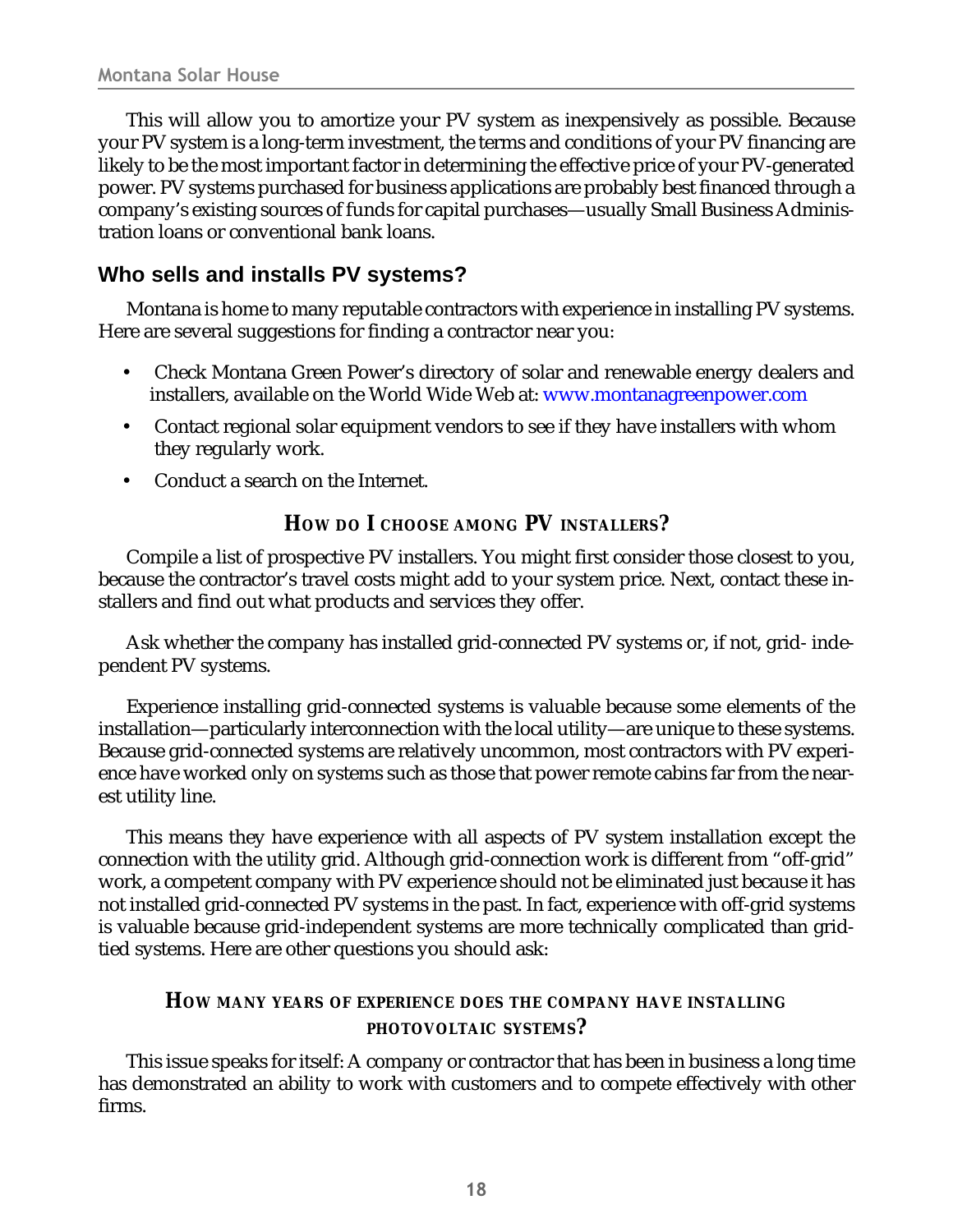This will allow you to amortize your PV system as inexpensively as possible. Because your PV system is a long-term investment, the terms and conditions of your PV financing are likely to be the most important factor in determining the effective price of your PV-generated power. PV systems purchased for business applications are probably best financed through a company's existing sources of funds for capital purchases—usually Small Business Administration loans or conventional bank loans.

## Who sells and installs PV systems?

Montana is home to many reputable contractors with experience in installing PV systems. Here are several suggestions for finding a contractor near you:

- Check Montana Green Power's directory of solar and renewable energy dealers and installers, available on the World Wide Web at: www.montanagreenpower.com
- Contact regional solar equipment vendors to see if they have installers with whom they regularly work.
- Conduct a search on the Internet.

### How do I choose among PV installers?

Compile a list of prospective PV installers. You might first consider those closest to you, because the contractor's travel costs might add to your system price. Next, contact these installers and find out what products and services they offer.

Ask whether the company has installed grid-connected PV systems or, if not, grid- independent PV systems.

Experience installing grid-connected systems is valuable because some elements of the installation—particularly interconnection with the local utility—are unique to these systems. Because grid-connected systems are relatively uncommon, most contractors with PV experience have worked only on systems such as those that power remote cabins far from the nearest utility line.

This means they have experience with all aspects of PV system installation except the connection with the utility grid. Although grid-connection work is different from "off-grid" work, a competent company with PV experience should not be eliminated just because it has not installed grid-connected PV systems in the past. In fact, experience with off-grid systems is valuable because grid-independent systems are more technically complicated than grid-tied systems. Here are other questions you should ask:

### How many years of experience does the company have installing photovoltaic systems?

This issue speaks for itself: A company or contractor that has been in business a long time has demonstrated an ability to work with customers and to compete effectively with other firms.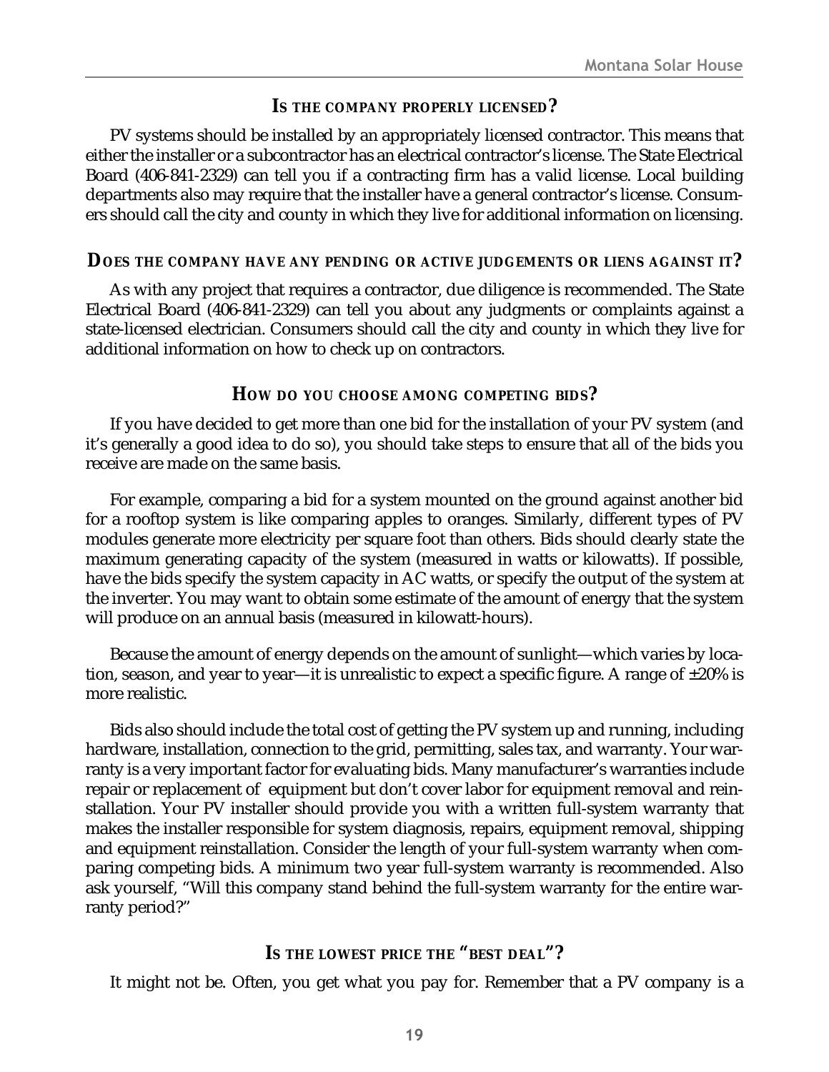### Is the company properly licensed?

PV systems should be installed by an appropriately licensed contractor. This means that either the installer or a subcontractor has an electrical contractor's license. The State Electrical Board (406-841-2329) can tell you if a contracting firm has a valid license. Local building departments also may require that the installer have a general contractor's license. Consumers should call the city and county in which they live for additional information on licensing.

### Does the company have any pending or active judgements or liens against it?

As with any project that requires a contractor, due diligence is recommended. The State Electrical Board (406-841-2329) can tell you about any judgments or complaints against a state-licensed electrician. Consumers should call the city and county in which they live for additional information on how to check up on contractors.

### How do you choose among competing bids?

If you have decided to get more than one bid for the installation of your PV system (and it's generally a good idea to do so), you should take steps to ensure that all of the bids you receive are made on the same basis.

For example, comparing a bid for a system mounted on the ground against another bid for a rooftop system is like comparing apples to oranges. Similarly, different types of PV modules generate more electricity per square foot than others. Bids should clearly state the maximum generating capacity of the system (measured in watts or kilowatts). If possible, have the bids specify the system capacity in AC watts, or specify the output of the system at the inverter. You may want to obtain some estimate of the amount of energy that the system will produce on an annual basis (measured in kilowatt-hours).

Because the amount of energy depends on the amount of sunlight—which varies by location, season, and year to year—it is unrealistic to expect a specific figure. A range of ±20% is more realistic.

Bids also should include the total cost of getting the PV system up and running, including hardware, installation, connection to the grid, permitting, sales tax, and warranty. Your warranty is a very important factor for evaluating bids. Many manufacturer's warranties include repair or replacement of equipment but don't cover labor for equipment removal and reinstallation. Your PV installer should provide you with a written full-system warranty that makes the installer responsible for system diagnosis, repairs, equipment removal, shipping and equipment reinstallation. Consider the length of your full-system warranty when comparing competing bids. A minimum two year full-system warranty is recommended. Also ask yourself, "Will this company stand behind the full-system warranty for the entire warranty period?"

### Is the lowest price the "best deal"?

It might not be. Often, you get what you pay for. Remember that a PV company is a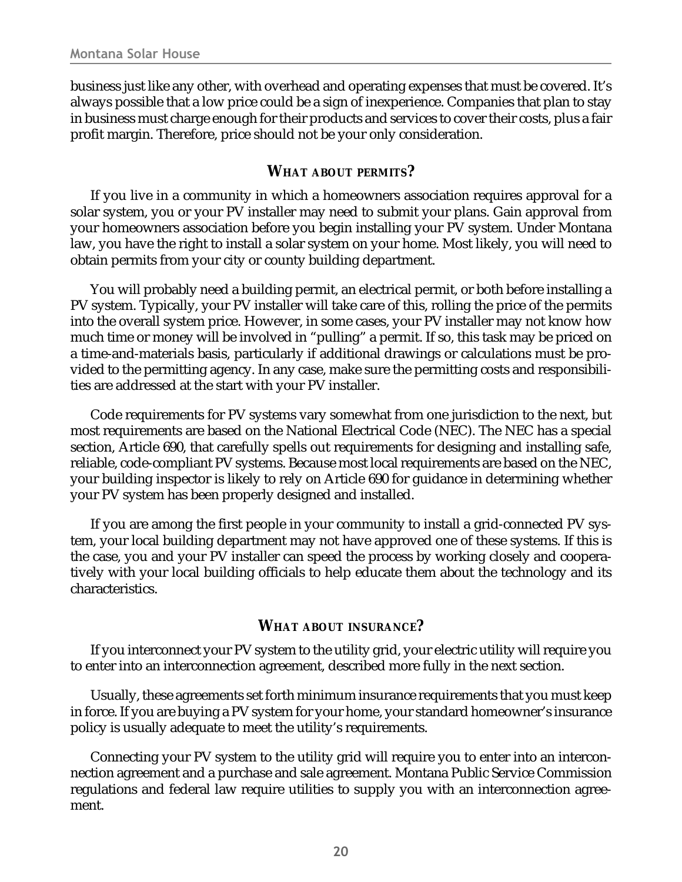business just like any other, with overhead and operating expenses that must be covered. It's always possible that a low price could be a sign of inexperience. Companies that plan to stay in business must charge enough for their products and services to cover their costs, plus a fair profit margin. Therefore, price should not be your only consideration.

## WHAT ABOUT PERMITS?

If you live in a community in which a homeowners association requires approval for a solar system, you or your PV installer may need to submit your plans. Gain approval from your homeowners association before you begin installing your PV system. Under Montana law, you have the right to install a solar system on your home. Most likely, you will need to obtain permits from your city or county building department.

You will probably need a building permit, an electrical permit, or both before installing a PV system. Typically, your PV installer will take care of this, rolling the price of the permits into the overall system price. However, in some cases, your PV installer may not know how much time or money will be involved in "pulling" a permit. If so, this task may be priced on a time-and-materials basis, particularly if additional drawings or calculations must be provided to the permitting agency. In any case, make sure the permitting costs and responsibilities are addressed at the start with your PV installer.

Code requirements for PV systems vary somewhat from one jurisdiction to the next, but most requirements are based on the National Electrical Code (NEC). The NEC has a special section, Article 690, that carefully spells out requirements for designing and installing safe, reliable, code-compliant PV systems. Because most local requirements are based on the NEC, your building inspector is likely to rely on Article 690 for guidance in determining whether your PV system has been properly designed and installed.

If you are among the first people in your community to install a grid-connected PV system, your local building department may not have approved one of these systems. If this is the case, you and your PV installer can speed the process by working closely and cooperatively with your local building officials to help educate them about the technology and its characteristics.

## WHAT ABOUT INSURANCE?

If you interconnect your PV system to the utility grid, your electric utility will require you to enter into an interconnection agreement, described more fully in the next section.

Usually, these agreements set forth minimum insurance requirements that you must keep in force. If you are buying a PV system for your home, your standard homeowner's insurance policy is usually adequate to meet the utility's requirements.

Connecting your PV system to the utility grid will require you to enter into an interconnection agreement and a purchase and sale agreement. Montana Public Service Commission regulations and federal law require utilities to supply you with an interconnection agreement.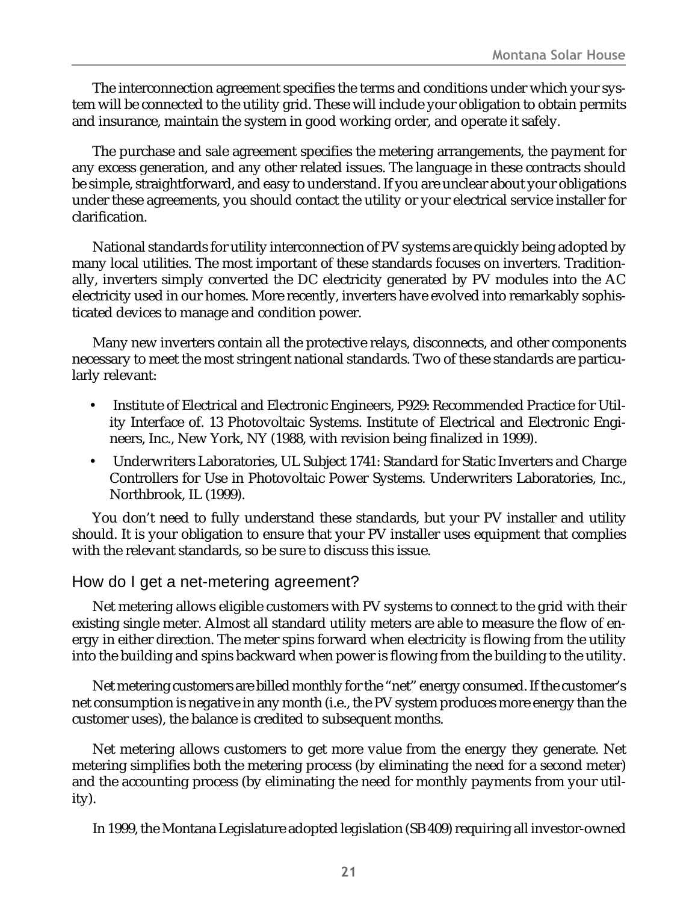The interconnection agreement specifies the terms and conditions under which your system will be connected to the utility grid. These will include your obligation to obtain permits and insurance, maintain the system in good working order, and operate it safely.

The purchase and sale agreement specifies the metering arrangements, the payment for any excess generation, and any other related issues. The language in these contracts should be simple, straightforward, and easy to understand. If you are unclear about your obligations under these agreements, you should contact the utility or your electrical service installer for clarification.

National standards for utility interconnection of PV systems are quickly being adopted by many local utilities. The most important of these standards focuses on inverters. Traditionally, inverters simply converted the DC electricity generated by PV modules into the AC electricity used in our homes. More recently, inverters have evolved into remarkably sophisticated devices to manage and condition power.

Many new inverters contain all the protective relays, disconnects, and other components necessary to meet the most stringent national standards. Two of these standards are particularly relevant:

- Institute of Electrical and Electronic Engineers, P929: Recommended Practice for Utility Interface of. 13 Photovoltaic Systems. Institute of Electrical and Electronic Engineers, Inc., New York, NY (1988, with revision being finalized in 1999).
- Underwriters Laboratories, UL Subject 1741: Standard for Static Inverters and Charge Controllers for Use in Photovoltaic Power Systems. Underwriters Laboratories, Inc., Northbrook, IL (1999).

You don't need to fully understand these standards, but your PV installer and utility should. It is your obligation to ensure that your PV installer uses equipment that complies with the relevant standards, so be sure to discuss this issue.

## How do I get a net-metering agreement?

Net metering allows eligible customers with PV systems to connect to the grid with their existing single meter. Almost all standard utility meters are able to measure the flow of energy in either direction. The meter spins forward when electricity is flowing from the utility into the building and spins backward when power is flowing from the building to the utility.

Net metering customers are billed monthly for the "net" energy consumed. If the customer's net consumption is negative in any month (i.e., the PV system produces more energy than the customer uses), the balance is credited to subsequent months.

Net metering allows customers to get more value from the energy they generate. Net metering simplifies both the metering process (by eliminating the need for a second meter) and the accounting process (by eliminating the need for monthly payments from your utility).

In 1999, the Montana Legislature adopted legislation (SB 409) requiring all investor-owned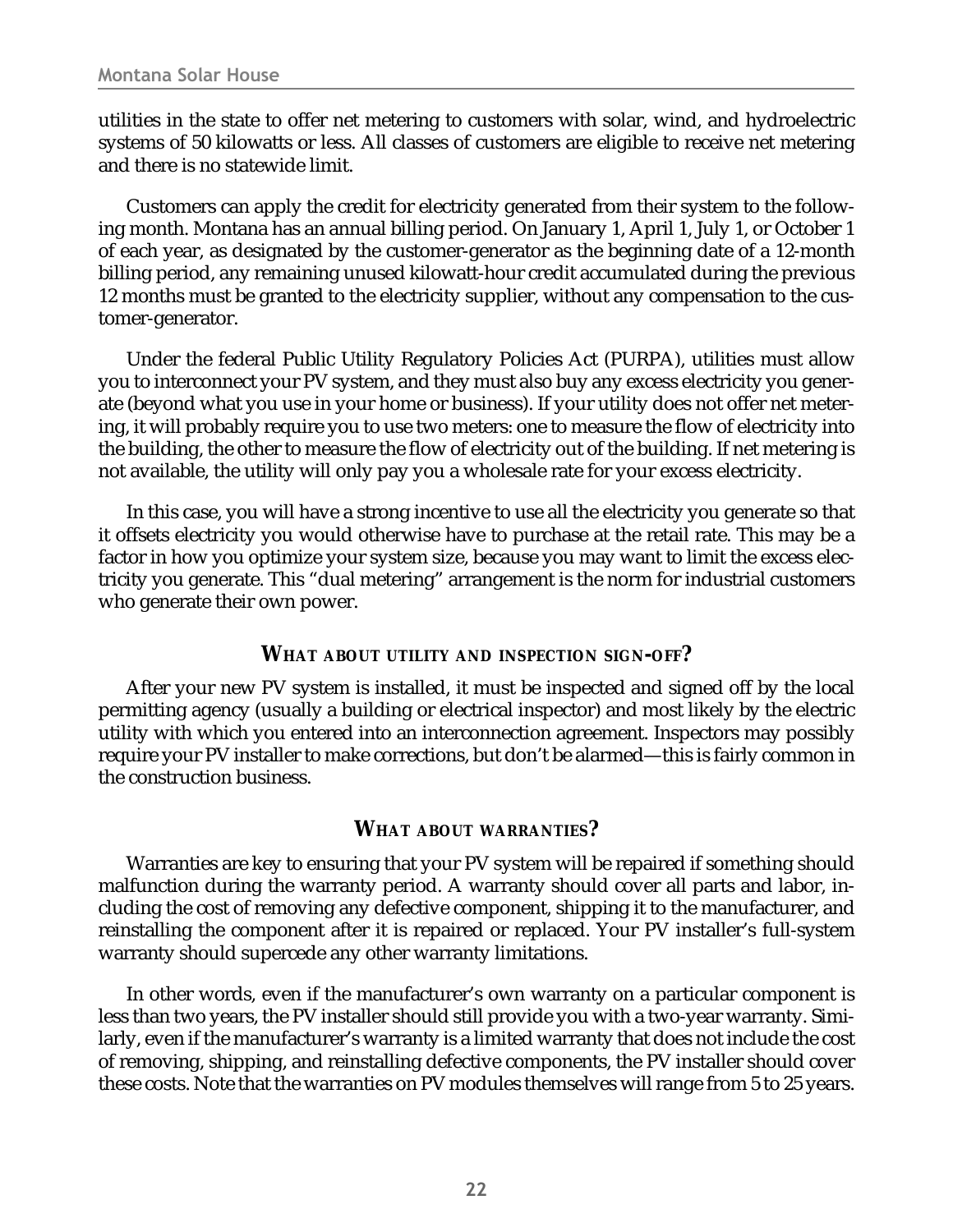utilities in the state to offer net metering to customers with solar, wind, and hydroelectric systems of 50 kilowatts or less. All classes of customers are eligible to receive net metering and there is no statewide limit.

Customers can apply the credit for electricity generated from their system to the following month. Montana has an annual billing period. On January 1, April 1, July 1, or October 1 of each year, as designated by the customer-generator as the beginning date of a 12-month billing period, any remaining unused kilowatt-hour credit accumulated during the previous 12 months must be granted to the electricity supplier, without any compensation to the customer-generator.

Under the federal Public Utility Regulatory Policies Act (PURPA), utilities must allow you to interconnect your PV system, and they must also buy any excess electricity you generate (beyond what you use in your home or business). If your utility does not offer net metering, it will probably require you to use two meters: one to measure the flow of electricity into the building, the other to measure the flow of electricity out of the building. If net metering is not available, the utility will only pay you a wholesale rate for your excess electricity.

In this case, you will have a strong incentive to use all the electricity you generate so that it offsets electricity you would otherwise have to purchase at the retail rate. This may be a factor in how you optimize your system size, because you may want to limit the excess electricity you generate. This "dual metering" arrangement is the norm for industrial customers who generate their own power.

### WHAT ABOUT UTILITY AND INSPECTION SIGN-OFF?

After your new PV system is installed, it must be inspected and signed off by the local permitting agency (usually a building or electrical inspector) and most likely by the electric utility with which you entered into an interconnection agreement. Inspectors may possibly require your PV installer to make corrections, but don't be alarmed—this is fairly common in the construction business.

### WHAT ABOUT WARRANTIES?

Warranties are key to ensuring that your PV system will be repaired if something should malfunction during the warranty period. A warranty should cover all parts and labor, including the cost of removing any defective component, shipping it to the manufacturer, and reinstalling the component after it is repaired or replaced. Your PV installer's full-system warranty should supercede any other warranty limitations.

In other words, even if the manufacturer's own warranty on a particular component is less than two years, the PV installer should still provide you with a two-year warranty. Similarly, even if the manufacturer's warranty is a limited warranty that does not include the cost of removing, shipping, and reinstalling defective components, the PV installer should cover these costs. Note that the warranties on PV modules themselves will range from 5 to 25 years.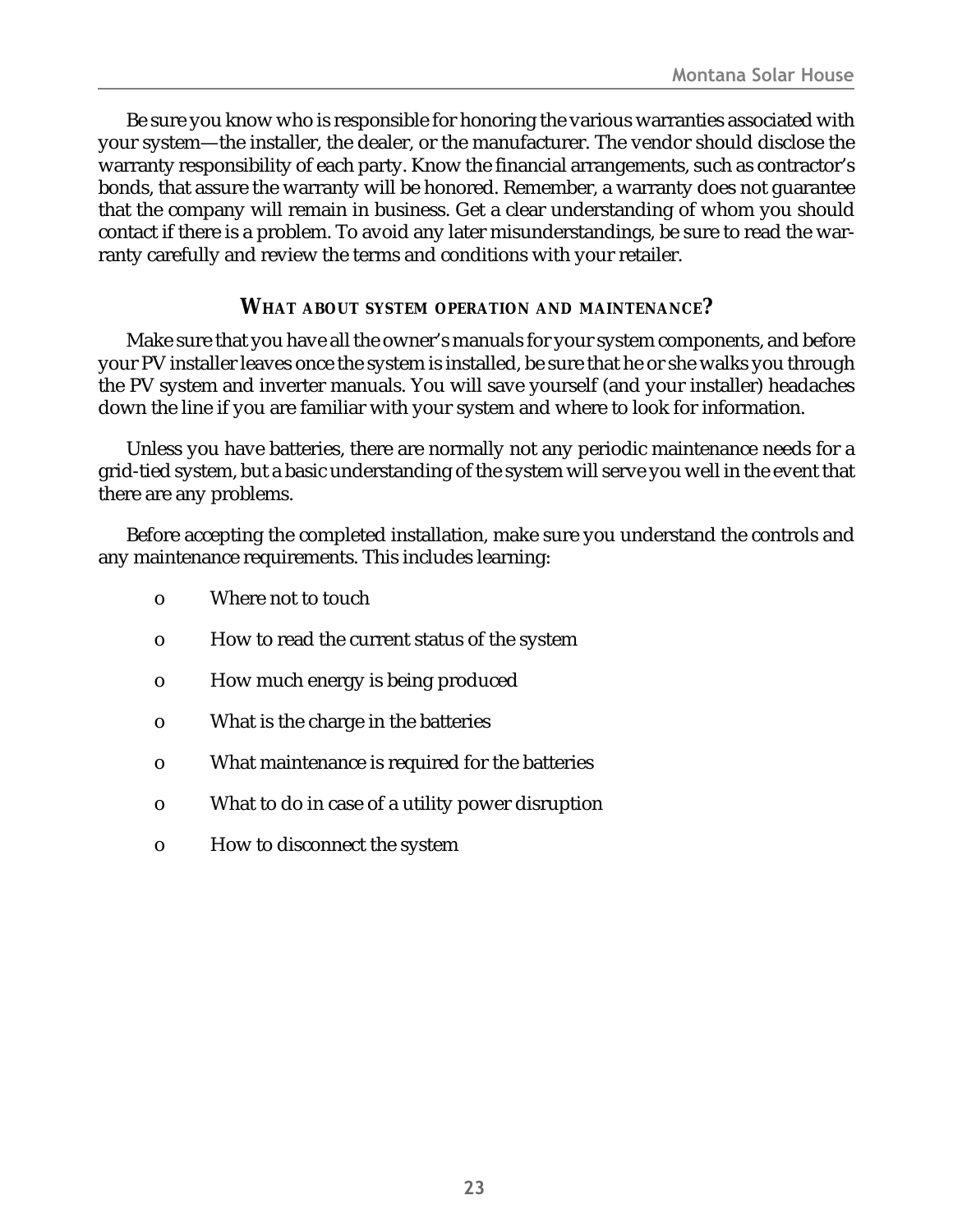Be sure you know who is responsible for honoring the various warranties associated with your system—the installer, the dealer, or the manufacturer. The vendor should disclose the warranty responsibility of each party. Know the financial arrangements, such as contractor's bonds, that assure the warranty will be honored. Remember, a warranty does not guarantee that the company will remain in business. Get a clear understanding of whom you should contact if there is a problem. To avoid any later misunderstandings, be sure to read the warranty carefully and review the terms and conditions with your retailer.

## WHAT ABOUT SYSTEM OPERATION AND MAINTENANCE?

Make sure that you have all the owner's manuals for your system components, and before your PV installer leaves once the system is installed, be sure that he or she walks you through the PV system and inverter manuals. You will save yourself (and your installer) headaches down the line if you are familiar with your system and where to look for information.

Unless you have batteries, there are normally not any periodic maintenance needs for a grid-tied system, but a basic understanding of the system will serve you well in the event that there are any problems.

Before accepting the completed installation, make sure you understand the controls and any maintenance requirements. This includes learning:

- Where not to touch
- How to read the current status of the system
- How much energy is being produced
- What is the charge in the batteries
- What maintenance is required for the batteries
- What to do in case of a utility power disruption
- How to disconnect the system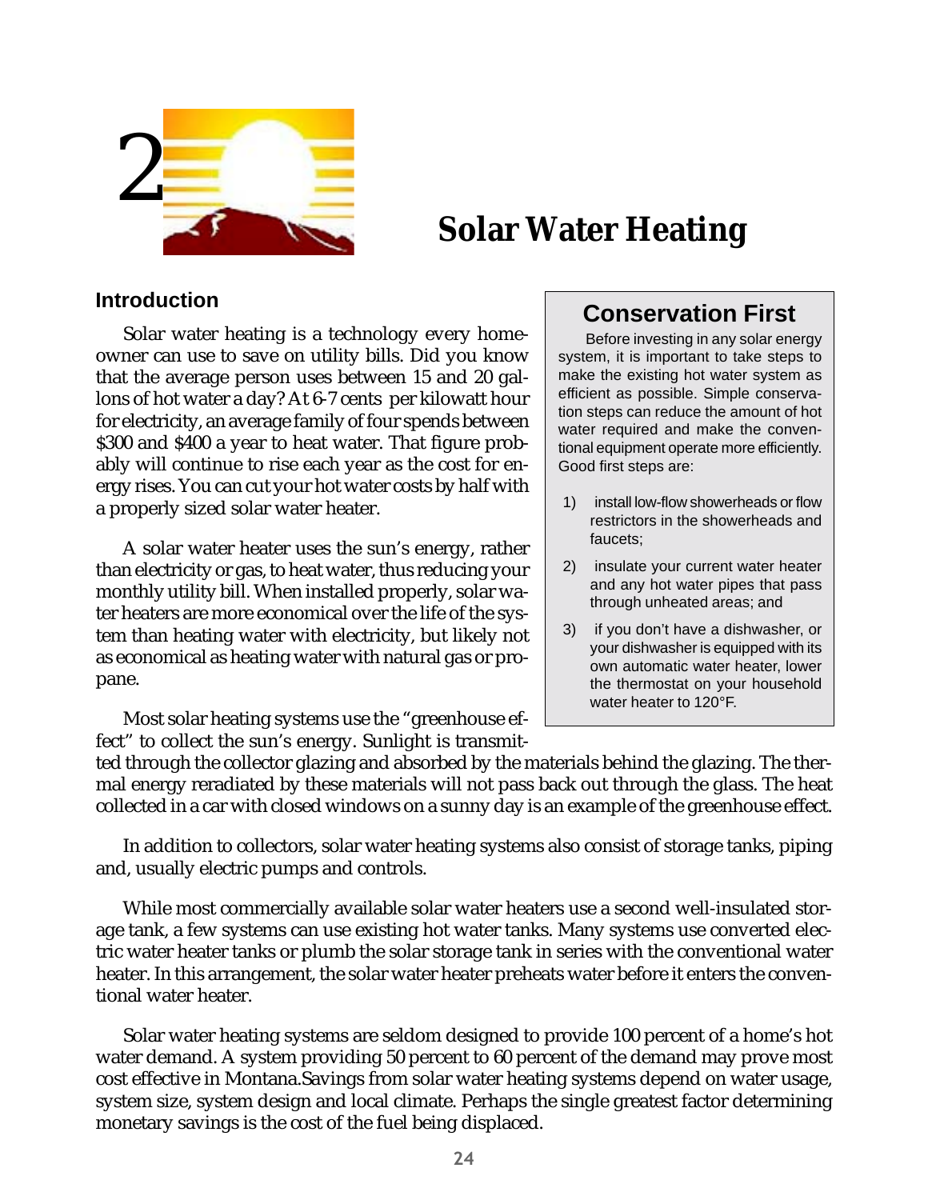# 2 Solar Water Heating

## Introduction

Solar water heating is a technology every homeowner can use to save on utility bills. Did you know that the average person uses between 15 and 20 gallons of hot water a day? At 6-7 cents per kilowatt hour for electricity, an average family of four spends between $300 and $400 a year to heat water. That figure probably will continue to rise each year as the cost for energy rises. You can cut your hot water costs by half with a properly sized solar water heater.

A solar water heater uses the sun's energy, rather than electricity or gas, to heat water, thus reducing your monthly utility bill. When installed properly, solar water heaters are more economical over the life of the system than heating water with electricity, but likely not as economical as heating water with natural gas or propane.

> ### Conservation First
>
> Before investing in any solar energy system, it is important to take steps to make the existing hot water system as efficient as possible. Simple conservation steps can reduce the amount of hot water required and make the conventional equipment operate more efficiently. Good first steps are:
>
> 1) install low-flow showerheads or flow restrictors in the showerheads and faucets;
> 2) insulate your current water heater and any hot water pipes that pass through unheated areas; and
> 3) if you don't have a dishwasher, or your dishwasher is equipped with its own automatic water heater, lower the thermostat on your household water heater to 120°F.

Most solar heating systems use the "greenhouse effect" to collect the sun's energy. Sunlight is transmitted through the collector glazing and absorbed by the materials behind the glazing. The thermal energy reradiated by these materials will not pass back out through the glass. The heat collected in a car with closed windows on a sunny day is an example of the greenhouse effect.

In addition to collectors, solar water heating systems also consist of storage tanks, piping and, usually electric pumps and controls.

While most commercially available solar water heaters use a second well-insulated storage tank, a few systems can use existing hot water tanks. Many systems use converted electric water heater tanks or plumb the solar storage tank in series with the conventional water heater. In this arrangement, the solar water heater preheats water before it enters the conventional water heater.

Solar water heating systems are seldom designed to provide 100 percent of a home's hot water demand. A system providing 50 percent to 60 percent of the demand may prove most cost effective in Montana.Savings from solar water heating systems depend on water usage, system size, system design and local climate. Perhaps the single greatest factor determining monetary savings is the cost of the fuel being displaced.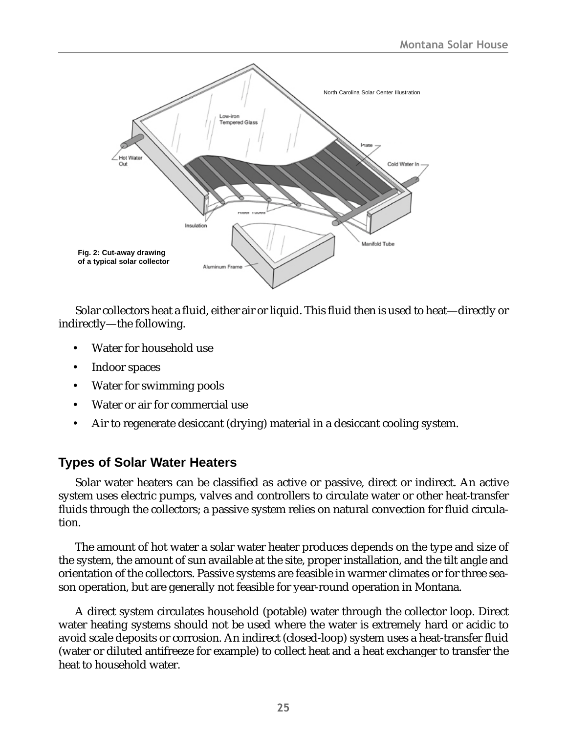Fig. 2: Cut-away drawing of a typical solar collector

Solar collectors heat a fluid, either air or liquid. This fluid then is used to heat—directly or indirectly—the following.

- Water for household use
- Indoor spaces
- Water for swimming pools
- Water or air for commercial use
- Air to regenerate desiccant (drying) material in a desiccant cooling system.

## Types of Solar Water Heaters

Solar water heaters can be classified as active or passive, direct or indirect. An active system uses electric pumps, valves and controllers to circulate water or other heat-transfer fluids through the collectors; a passive system relies on natural convection for fluid circulation.

The amount of hot water a solar water heater produces depends on the type and size of the system, the amount of sun available at the site, proper installation, and the tilt angle and orientation of the collectors. Passive systems are feasible in warmer climates or for three season operation, but are generally not feasible for year-round operation in Montana.

A direct system circulates household (potable) water through the collector loop. Direct water heating systems should not be used where the water is extremely hard or acidic to avoid scale deposits or corrosion. An indirect (closed-loop) system uses a heat-transfer fluid (water or diluted antifreeze for example) to collect heat and a heat exchanger to transfer the heat to household water.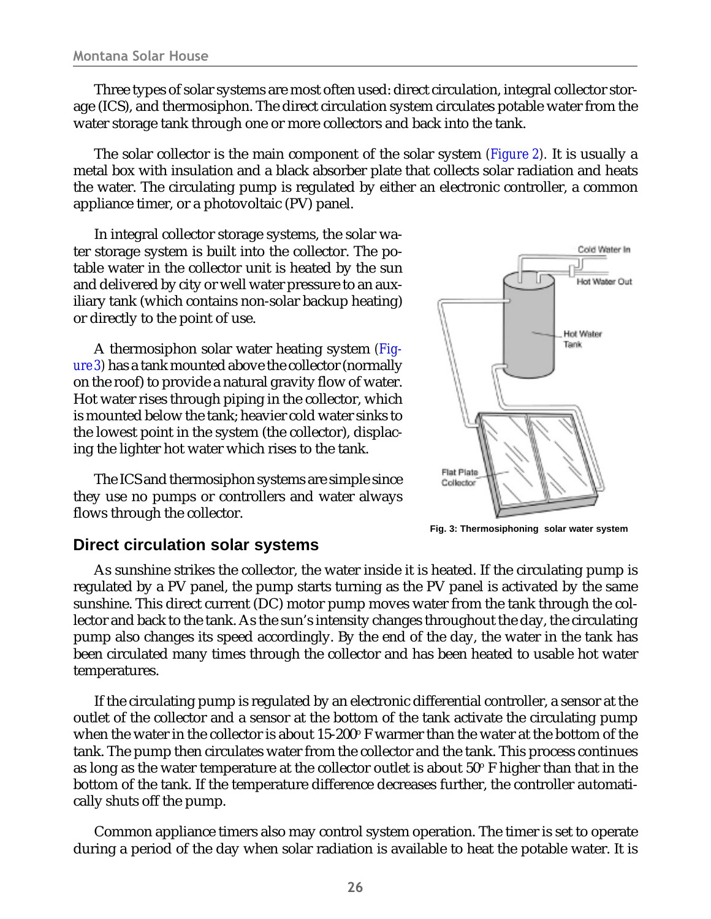Three types of solar systems are most often used: direct circulation, integral collector storage (ICS), and thermosiphon. The direct circulation system circulates potable water from the water storage tank through one or more collectors and back into the tank.

The solar collector is the main component of the solar system (Figure 2). It is usually a metal box with insulation and a black absorber plate that collects solar radiation and heats the water. The circulating pump is regulated by either an electronic controller, a common appliance timer, or a photovoltaic (PV) panel.

In integral collector storage systems, the solar water storage system is built into the collector. The potable water in the collector unit is heated by the sun and delivered by city or well water pressure to an auxiliary tank (which contains non-solar backup heating) or directly to the point of use.

A thermosiphon solar water heating system (Figure 3) has a tank mounted above the collector (normally on the roof) to provide a natural gravity flow of water. Hot water rises through piping in the collector, which is mounted below the tank; heavier cold water sinks to the lowest point in the system (the collector), displacing the lighter hot water which rises to the tank.

The ICS and thermosiphon systems are simple since they use no pumps or controllers and water always flows through the collector.

Cold Water In

Hot Water Out

Hot Water Tank

Flat Plate Collector

**Fig. 3: Thermosiphoning solar water system**

## Direct circulation solar systems

As sunshine strikes the collector, the water inside it is heated. If the circulating pump is regulated by a PV panel, the pump starts turning as the PV panel is activated by the same sunshine. This direct current (DC) motor pump moves water from the tank through the collector and back to the tank. As the sun's intensity changes throughout the day, the circulating pump also changes its speed accordingly. By the end of the day, the water in the tank has been circulated many times through the collector and has been heated to usable hot water temperatures.

If the circulating pump is regulated by an electronic differential controller, a sensor at the outlet of the collector and a sensor at the bottom of the tank activate the circulating pump when the water in the collector is about 15-20° F warmer than the water at the bottom of the tank. The pump then circulates water from the collector and the tank. This process continues as long as the water temperature at the collector outlet is about 5° F higher than that in the bottom of the tank. If the temperature difference decreases further, the controller automatically shuts off the pump.

Common appliance timers also may control system operation. The timer is set to operate during a period of the day when solar radiation is available to heat the potable water. It is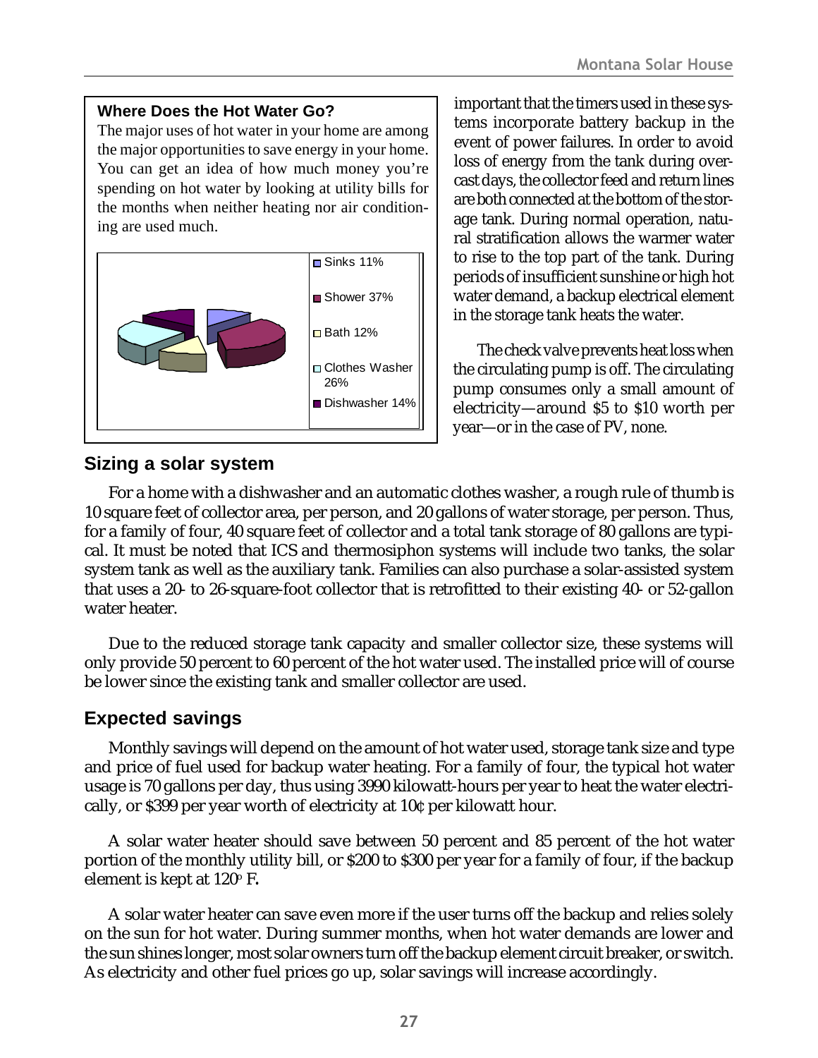### Where Does the Hot Water Go?

The major uses of hot water in your home are among the major opportunities to save energy in your home. You can get an idea of how much money you're spending on hot water by looking at utility bills for the months when neither heating nor air conditioning are used much.

- Sinks 11%
- Shower 37%
- Bath 12%
- Clothes Washer 26%
- Dishwasher 14%

important that the timers used in these systems incorporate battery backup in the event of power failures. In order to avoid loss of energy from the tank during overcast days, the collector feed and return lines are both connected at the bottom of the storage tank. During normal operation, natural stratification allows the warmer water to rise to the top part of the tank. During periods of insufficient sunshine or high hot water demand, a backup electrical element in the storage tank heats the water.

The check valve prevents heat loss when the circulating pump is off. The circulating pump consumes only a small amount of electricity—around \$5 to \$10 worth per year—or in the case of PV, none.

## Sizing a solar system

For a home with a dishwasher and an automatic clothes washer, a rough rule of thumb is 10 square feet of collector area, per person, and 20 gallons of water storage, per person. Thus, for a family of four, 40 square feet of collector and a total tank storage of 80 gallons are typical. It must be noted that ICS and thermosiphon systems will include two tanks, the solar system tank as well as the auxiliary tank. Families can also purchase a solar-assisted system that uses a 20- to 26-square-foot collector that is retrofitted to their existing 40- or 52-gallon water heater.

Due to the reduced storage tank capacity and smaller collector size, these systems will only provide 50 percent to 60 percent of the hot water used. The installed price will of course be lower since the existing tank and smaller collector are used.

## Expected savings

Monthly savings will depend on the amount of hot water used, storage tank size and type and price of fuel used for backup water heating. For a family of four, the typical hot water usage is 70 gallons per day, thus using 3990 kilowatt-hours per year to heat the water electrically, or \$399 per year worth of electricity at 10¢ per kilowatt hour.

A solar water heater should save between 50 percent and 85 percent of the hot water portion of the monthly utility bill, or \$200 to \$300 per year for a family of four, if the backup element is kept at 120° F**.**

A solar water heater can save even more if the user turns off the backup and relies solely on the sun for hot water. During summer months, when hot water demands are lower and the sun shines longer, most solar owners turn off the backup element circuit breaker, or switch. As electricity and other fuel prices go up, solar savings will increase accordingly.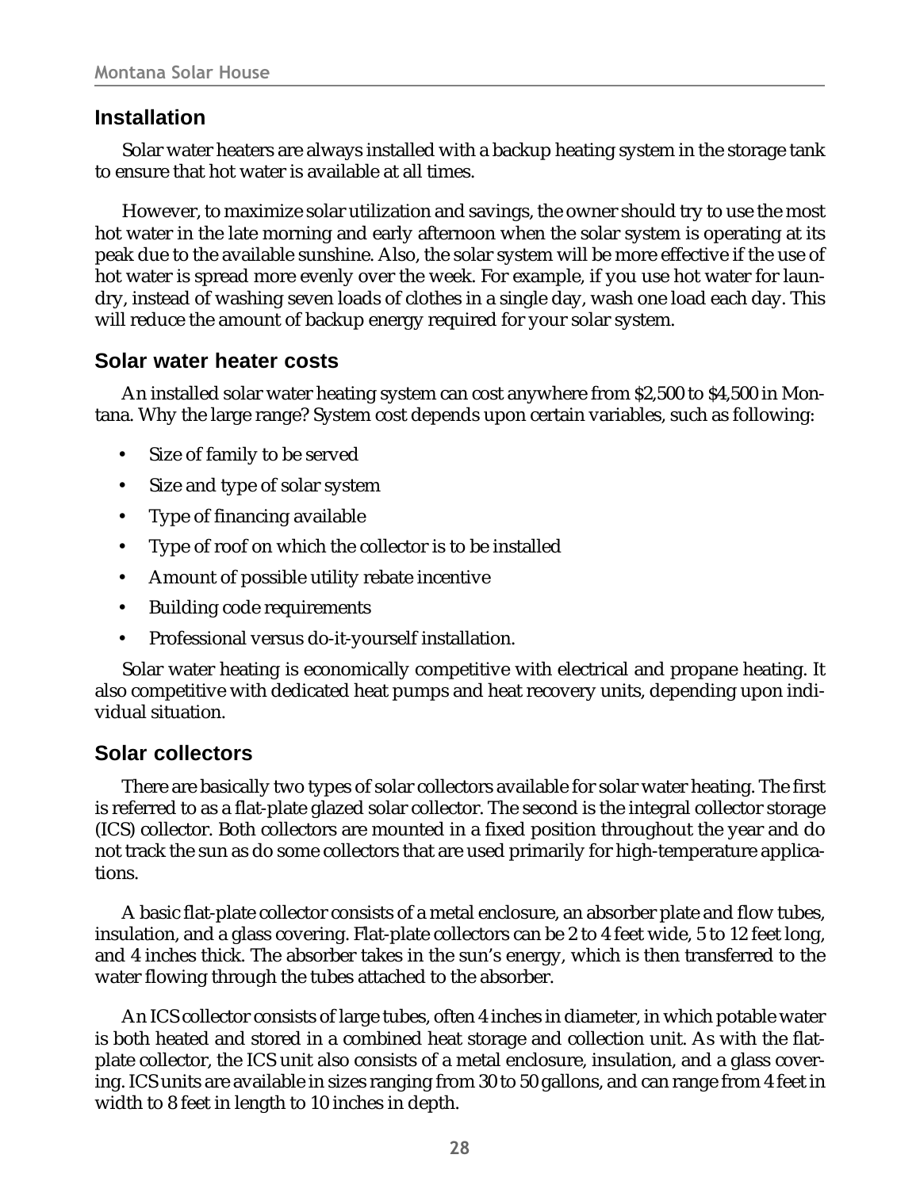## Installation

Solar water heaters are always installed with a backup heating system in the storage tank to ensure that hot water is available at all times.

However, to maximize solar utilization and savings, the owner should try to use the most hot water in the late morning and early afternoon when the solar system is operating at its peak due to the available sunshine. Also, the solar system will be more effective if the use of hot water is spread more evenly over the week. For example, if you use hot water for laundry, instead of washing seven loads of clothes in a single day, wash one load each day. This will reduce the amount of backup energy required for your solar system.

## Solar water heater costs

An installed solar water heating system can cost anywhere from $2,500 to $4,500 in Montana. Why the large range? System cost depends upon certain variables, such as following:

- Size of family to be served
- Size and type of solar system
- Type of financing available
- Type of roof on which the collector is to be installed
- Amount of possible utility rebate incentive
- Building code requirements
- Professional versus do-it-yourself installation.

Solar water heating is economically competitive with electrical and propane heating. It also competitive with dedicated heat pumps and heat recovery units, depending upon individual situation.

## Solar collectors

There are basically two types of solar collectors available for solar water heating. The first is referred to as a flat-plate glazed solar collector. The second is the integral collector storage (ICS) collector. Both collectors are mounted in a fixed position throughout the year and do not track the sun as do some collectors that are used primarily for high-temperature applications.

A basic flat-plate collector consists of a metal enclosure, an absorber plate and flow tubes, insulation, and a glass covering. Flat-plate collectors can be 2 to 4 feet wide, 5 to 12 feet long, and 4 inches thick. The absorber takes in the sun's energy, which is then transferred to the water flowing through the tubes attached to the absorber.

An ICS collector consists of large tubes, often 4 inches in diameter, in which potable water is both heated and stored in a combined heat storage and collection unit. As with the flat-plate collector, the ICS unit also consists of a metal enclosure, insulation, and a glass covering. ICS units are available in sizes ranging from 30 to 50 gallons, and can range from 4 feet in width to 8 feet in length to 10 inches in depth.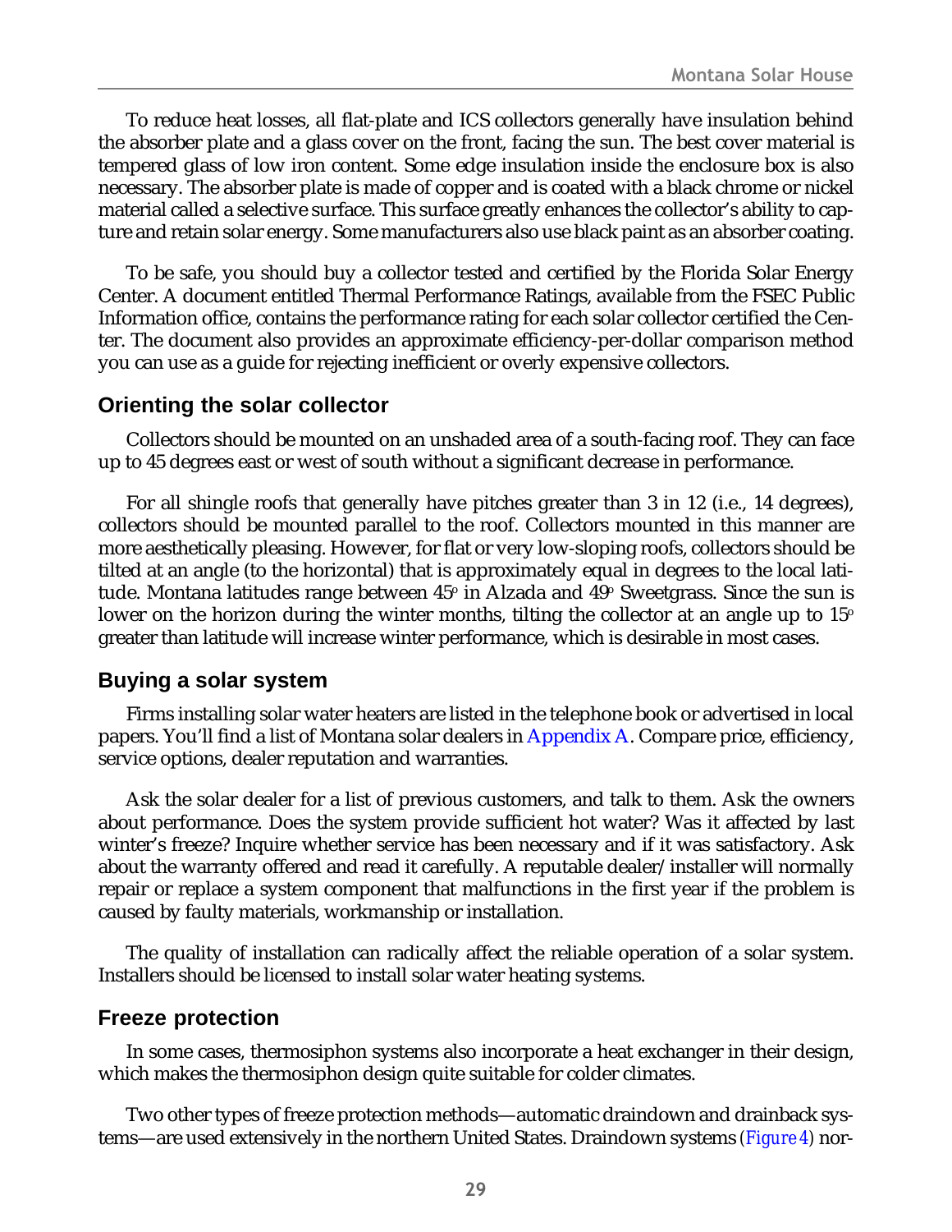To reduce heat losses, all flat-plate and ICS collectors generally have insulation behind the absorber plate and a glass cover on the front, facing the sun. The best cover material is tempered glass of low iron content. Some edge insulation inside the enclosure box is also necessary. The absorber plate is made of copper and is coated with a black chrome or nickel material called a selective surface. This surface greatly enhances the collector's ability to capture and retain solar energy. Some manufacturers also use black paint as an absorber coating.

To be safe, you should buy a collector tested and certified by the Florida Solar Energy Center. A document entitled Thermal Performance Ratings, available from the FSEC Public Information office, contains the performance rating for each solar collector certified the Center. The document also provides an approximate efficiency-per-dollar comparison method you can use as a guide for rejecting inefficient or overly expensive collectors.

## Orienting the solar collector

Collectors should be mounted on an unshaded area of a south-facing roof. They can face up to 45 degrees east or west of south without a significant decrease in performance.

For all shingle roofs that generally have pitches greater than 3 in 12 (i.e., 14 degrees), collectors should be mounted parallel to the roof. Collectors mounted in this manner are more aesthetically pleasing. However, for flat or very low-sloping roofs, collectors should be tilted at an angle (to the horizontal) that is approximately equal in degrees to the local latitude. Montana latitudes range between 45º in Alzada and 49º Sweetgrass. Since the sun is lower on the horizon during the winter months, tilting the collector at an angle up to 15º greater than latitude will increase winter performance, which is desirable in most cases.

## Buying a solar system

Firms installing solar water heaters are listed in the telephone book or advertised in local papers. You'll find a list of Montana solar dealers in Appendix A. Compare price, efficiency, service options, dealer reputation and warranties.

Ask the solar dealer for a list of previous customers, and talk to them. Ask the owners about performance. Does the system provide sufficient hot water? Was it affected by last winter's freeze? Inquire whether service has been necessary and if it was satisfactory. Ask about the warranty offered and read it carefully. A reputable dealer/installer will normally repair or replace a system component that malfunctions in the first year if the problem is caused by faulty materials, workmanship or installation.

The quality of installation can radically affect the reliable operation of a solar system. Installers should be licensed to install solar water heating systems.

## Freeze protection

In some cases, thermosiphon systems also incorporate a heat exchanger in their design, which makes the thermosiphon design quite suitable for colder climates.

Two other types of freeze protection methods—automatic draindown and drainback systems—are used extensively in the northern United States. Draindown systems (*Figure 4*) nor-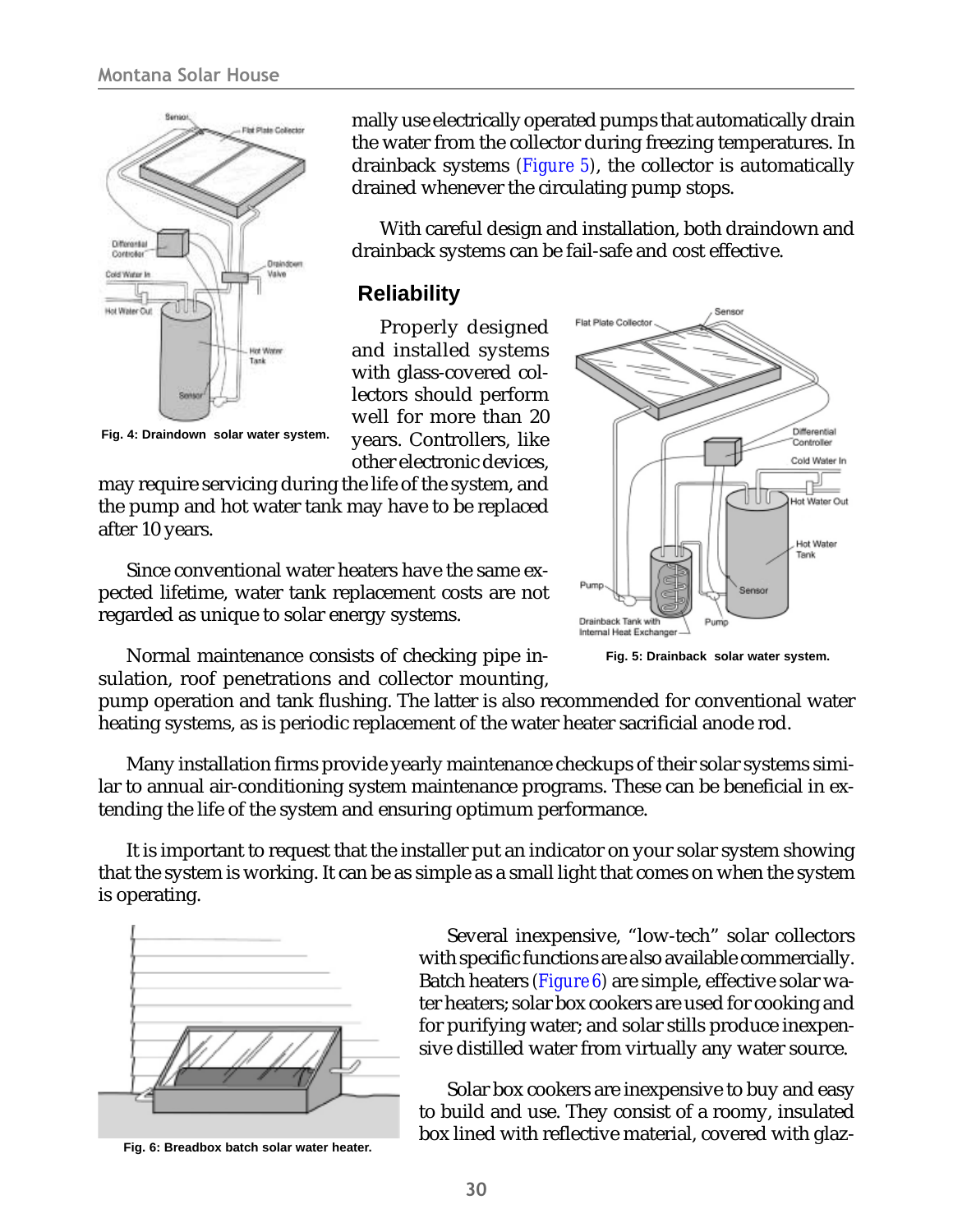mally use electrically operated pumps that automatically drain the water from the collector during freezing temperatures. In drainback systems (Figure 5), the collector is automatically drained whenever the circulating pump stops.

With careful design and installation, both draindown and drainback systems can be fail-safe and cost effective.

Fig. 4: Draindown solar water system.

## Reliability

Properly designed and installed systems with glass-covered collectors should perform well for more than 20 years. Controllers, like other electronic devices, may require servicing during the life of the system, and the pump and hot water tank may have to be replaced after 10 years.

Since conventional water heaters have the same expected lifetime, water tank replacement costs are not regarded as unique to solar energy systems.

Normal maintenance consists of checking pipe insulation, roof penetrations and collector mounting, pump operation and tank flushing. The latter is also recommended for conventional water heating systems, as is periodic replacement of the water heater sacrificial anode rod.

Fig. 5: Drainback solar water system.

Many installation firms provide yearly maintenance checkups of their solar systems similar to annual air-conditioning system maintenance programs. These can be beneficial in extending the life of the system and ensuring optimum performance.

It is important to request that the installer put an indicator on your solar system showing that the system is working. It can be as simple as a small light that comes on when the system is operating.

Several inexpensive, "low-tech" solar collectors with specific functions are also available commercially. Batch heaters (Figure 6) are simple, effective solar water heaters; solar box cookers are used for cooking and for purifying water; and solar stills produce inexpensive distilled water from virtually any water source.

Solar box cookers are inexpensive to buy and easy to build and use. They consist of a roomy, insulated box lined with reflective material, covered with glaz-

Fig. 6: Breadbox batch solar water heater.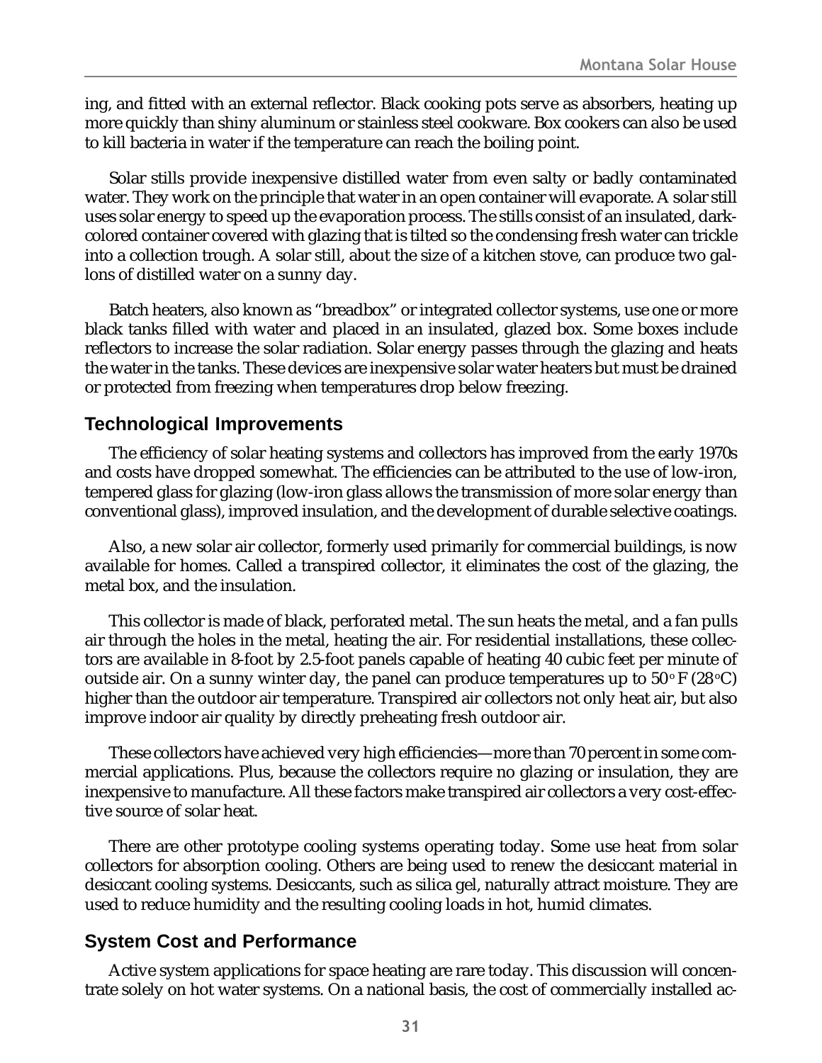ing, and fitted with an external reflector. Black cooking pots serve as absorbers, heating up more quickly than shiny aluminum or stainless steel cookware. Box cookers can also be used to kill bacteria in water if the temperature can reach the boiling point.

Solar stills provide inexpensive distilled water from even salty or badly contaminated water. They work on the principle that water in an open container will evaporate. A solar still uses solar energy to speed up the evaporation process. The stills consist of an insulated, dark-colored container covered with glazing that is tilted so the condensing fresh water can trickle into a collection trough. A solar still, about the size of a kitchen stove, can produce two gallons of distilled water on a sunny day.

Batch heaters, also known as "breadbox" or integrated collector systems, use one or more black tanks filled with water and placed in an insulated, glazed box. Some boxes include reflectors to increase the solar radiation. Solar energy passes through the glazing and heats the water in the tanks. These devices are inexpensive solar water heaters but must be drained or protected from freezing when temperatures drop below freezing.

## Technological Improvements

The efficiency of solar heating systems and collectors has improved from the early 1970s and costs have dropped somewhat. The efficiencies can be attributed to the use of low-iron, tempered glass for glazing (low-iron glass allows the transmission of more solar energy than conventional glass), improved insulation, and the development of durable selective coatings.

Also, a new solar air collector, formerly used primarily for commercial buildings, is now available for homes. Called a transpired collector, it eliminates the cost of the glazing, the metal box, and the insulation.

This collector is made of black, perforated metal. The sun heats the metal, and a fan pulls air through the holes in the metal, heating the air. For residential installations, these collectors are available in 8-foot by 2.5-foot panels capable of heating 40 cubic feet per minute of outside air. On a sunny winter day, the panel can produce temperatures up to 50° F (28°C) higher than the outdoor air temperature. Transpired air collectors not only heat air, but also improve indoor air quality by directly preheating fresh outdoor air.

These collectors have achieved very high efficiencies—more than 70 percent in some commercial applications. Plus, because the collectors require no glazing or insulation, they are inexpensive to manufacture. All these factors make transpired air collectors a very cost-effective source of solar heat.

There are other prototype cooling systems operating today. Some use heat from solar collectors for absorption cooling. Others are being used to renew the desiccant material in desiccant cooling systems. Desiccants, such as silica gel, naturally attract moisture. They are used to reduce humidity and the resulting cooling loads in hot, humid climates.

## System Cost and Performance

Active system applications for space heating are rare today. This discussion will concentrate solely on hot water systems. On a national basis, the cost of commercially installed ac-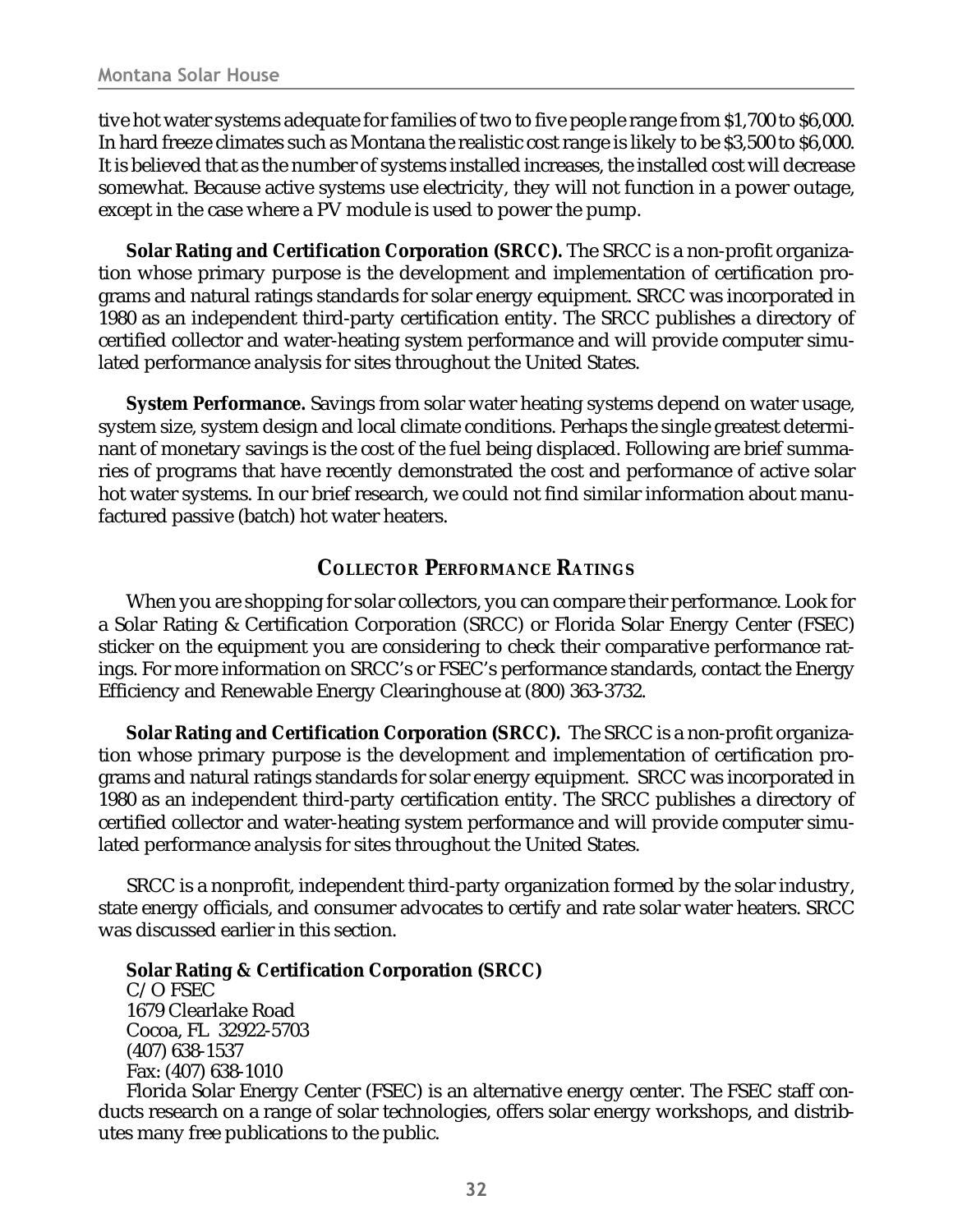tive hot water systems adequate for families of two to five people range from $1,700 to $6,000. In hard freeze climates such as Montana the realistic cost range is likely to be $3,500 to $6,000. It is believed that as the number of systems installed increases, the installed cost will decrease somewhat. Because active systems use electricity, they will not function in a power outage, except in the case where a PV module is used to power the pump.

**Solar Rating and Certification Corporation (SRCC).** The SRCC is a non-profit organization whose primary purpose is the development and implementation of certification programs and natural ratings standards for solar energy equipment. SRCC was incorporated in 1980 as an independent third-party certification entity. The SRCC publishes a directory of certified collector and water-heating system performance and will provide computer simulated performance analysis for sites throughout the United States.

**System Performance.** Savings from solar water heating systems depend on water usage, system size, system design and local climate conditions. Perhaps the single greatest determinant of monetary savings is the cost of the fuel being displaced. Following are brief summaries of programs that have recently demonstrated the cost and performance of active solar hot water systems. In our brief research, we could not find similar information about manufactured passive (batch) hot water heaters.

## COLLECTOR PERFORMANCE RATINGS

When you are shopping for solar collectors, you can compare their performance. Look for a Solar Rating & Certification Corporation (SRCC) or Florida Solar Energy Center (FSEC) sticker on the equipment you are considering to check their comparative performance ratings. For more information on SRCC's or FSEC's performance standards, contact the Energy Efficiency and Renewable Energy Clearinghouse at (800) 363-3732.

**Solar Rating and Certification Corporation (SRCC).** The SRCC is a non-profit organization whose primary purpose is the development and implementation of certification programs and natural ratings standards for solar energy equipment. SRCC was incorporated in 1980 as an independent third-party certification entity. The SRCC publishes a directory of certified collector and water-heating system performance and will provide computer simulated performance analysis for sites throughout the United States.

SRCC is a nonprofit, independent third-party organization formed by the solar industry, state energy officials, and consumer advocates to certify and rate solar water heaters. SRCC was discussed earlier in this section.

**Solar Rating & Certification Corporation (SRCC)**
C/O FSEC
1679 Clearlake Road
Cocoa, FL 32922-5703
(407) 638-1537
Fax: (407) 638-1010

Florida Solar Energy Center (FSEC) is an alternative energy center. The FSEC staff conducts research on a range of solar technologies, offers solar energy workshops, and distributes many free publications to the public.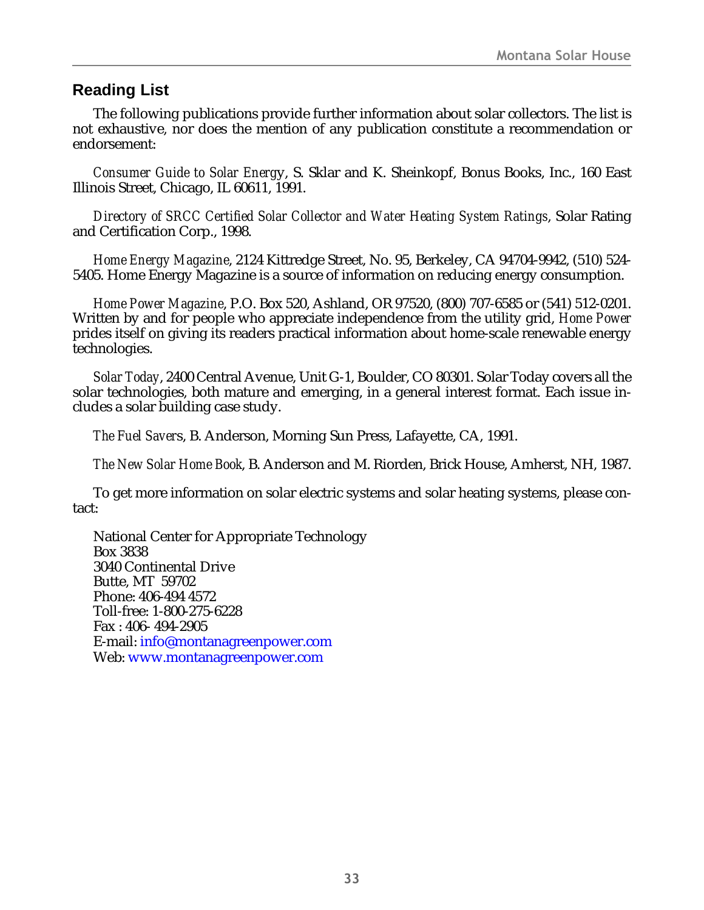## Reading List

The following publications provide further information about solar collectors. The list is not exhaustive, nor does the mention of any publication constitute a recommendation or endorsement:

*Consumer Guide to Solar Energy*, S. Sklar and K. Sheinkopf, Bonus Books, Inc., 160 East Illinois Street, Chicago, IL 60611, 1991.

*Directory of SRCC Certified Solar Collector and Water Heating System Ratings*, Solar Rating and Certification Corp., 1998.

*Home Energy Magazine*, 2124 Kittredge Street, No. 95, Berkeley, CA 94704-9942, (510) 524-5405. Home Energy Magazine is a source of information on reducing energy consumption.

*Home Power Magazine*, P.O. Box 520, Ashland, OR 97520, (800) 707-6585 or (541) 512-0201. Written by and for people who appreciate independence from the utility grid, *Home Power* prides itself on giving its readers practical information about home-scale renewable energy technologies.

*Solar Today*, 2400 Central Avenue, Unit G-1, Boulder, CO 80301. Solar Today covers all the solar technologies, both mature and emerging, in a general interest format. Each issue includes a solar building case study.

*The Fuel Savers*, B. Anderson, Morning Sun Press, Lafayette, CA, 1991.

*The New Solar Home Book*, B. Anderson and M. Riorden, Brick House, Amherst, NH, 1987.

To get more information on solar electric systems and solar heating systems, please contact:

National Center for Appropriate Technology
Box 3838
3040 Continental Drive
Butte, MT 59702
Phone: 406-494 4572
Toll-free: 1-800-275-6228
Fax : 406- 494-2905
E-mail: info@montanagreenpower.com
Web: www.montanagreenpower.com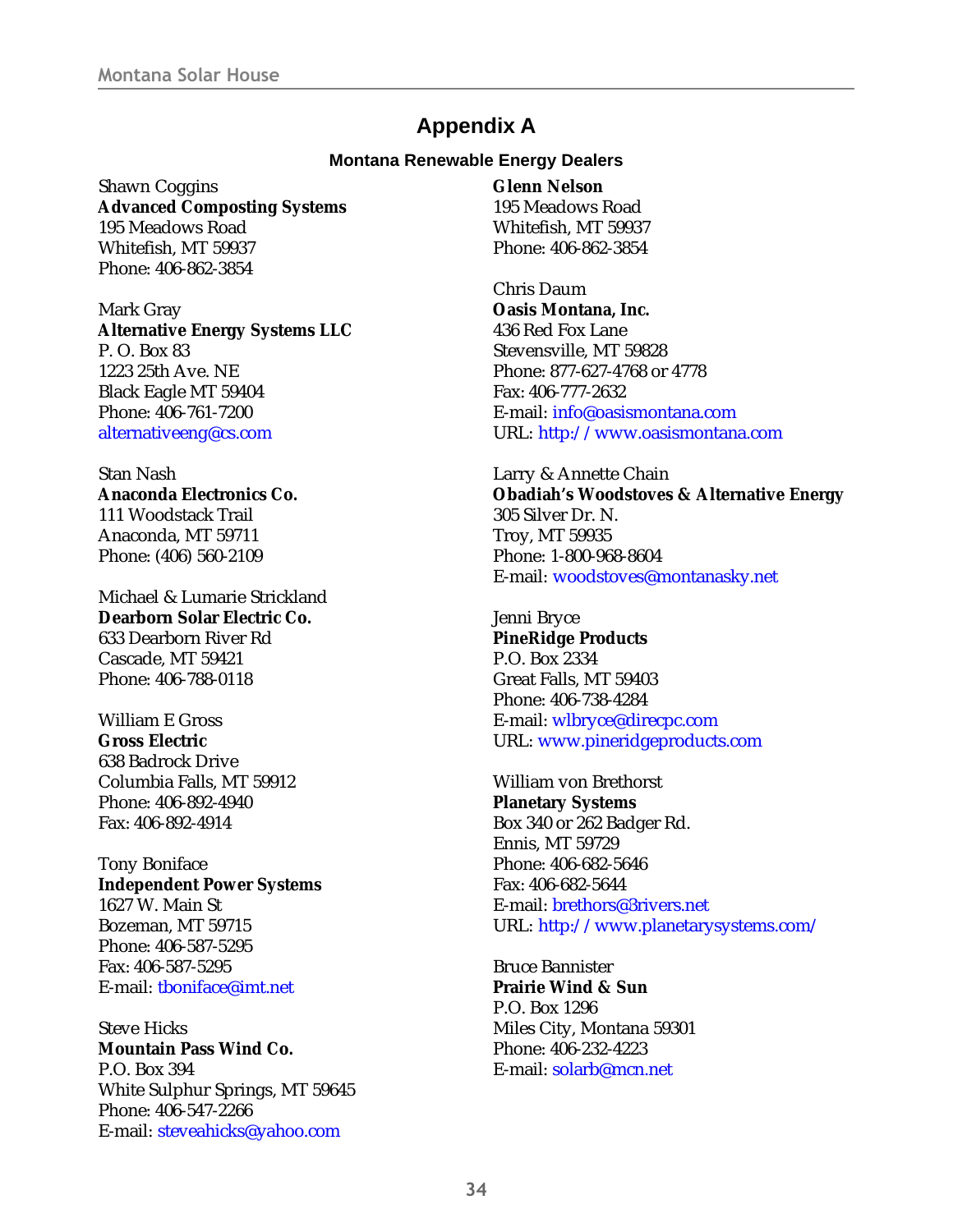# Appendix A

### Montana Renewable Energy Dealers

Shawn Coggins
**Advanced Composting Systems**
195 Meadows Road
Whitefish, MT 59937
Phone: 406-862-3854

Mark Gray
**Alternative Energy Systems LLC**
P. O. Box 83
1223 25th Ave. NE
Black Eagle MT 59404
Phone: 406-761-7200
alternativeeng@cs.com

Stan Nash
**Anaconda Electronics Co.**
111 Woodstack Trail
Anaconda, MT 59711
Phone: (406) 560-2109

Michael & Lumarie Strickland
**Dearborn Solar Electric Co.**
633 Dearborn River Rd
Cascade, MT 59421
Phone: 406-788-0118

William E Gross
**Gross Electric**
638 Badrock Drive
Columbia Falls, MT 59912
Phone: 406-892-4940
Fax: 406-892-4914

Tony Boniface
**Independent Power Systems**
1627 W. Main St
Bozeman, MT 59715
Phone: 406-587-5295
Fax: 406-587-5295
E-mail: tboniface@imt.net

Steve Hicks
**Mountain Pass Wind Co.**
P.O. Box 394
White Sulphur Springs, MT 59645
Phone: 406-547-2266
E-mail: steveahicks@yahoo.com

**Glenn Nelson**
195 Meadows Road
Whitefish, MT 59937
Phone: 406-862-3854

Chris Daum
**Oasis Montana, Inc.**
436 Red Fox Lane
Stevensville, MT 59828
Phone: 877-627-4768 or 4778
Fax: 406-777-2632
E-mail: info@oasismontana.com
URL: http://www.oasismontana.com

Larry & Annette Chain
**Obadiah's Woodstoves & Alternative Energy**
305 Silver Dr. N.
Troy, MT 59935
Phone: 1-800-968-8604
E-mail: woodstoves@montanasky.net

Jenni Bryce
**PineRidge Products**
P.O. Box 2334
Great Falls, MT 59403
Phone: 406-738-4284
E-mail: wlbryce@direcpc.com
URL: www.pineridgeproducts.com

William von Brethorst
**Planetary Systems**
Box 340 or 262 Badger Rd.
Ennis, MT 59729
Phone: 406-682-5646
Fax: 406-682-5644
E-mail: brethors@3rivers.net
URL: http://www.planetarysystems.com/

Bruce Bannister
**Prairie Wind & Sun**
P.O. Box 1296
Miles City, Montana 59301
Phone: 406-232-4223
E-mail: solarb@mcn.net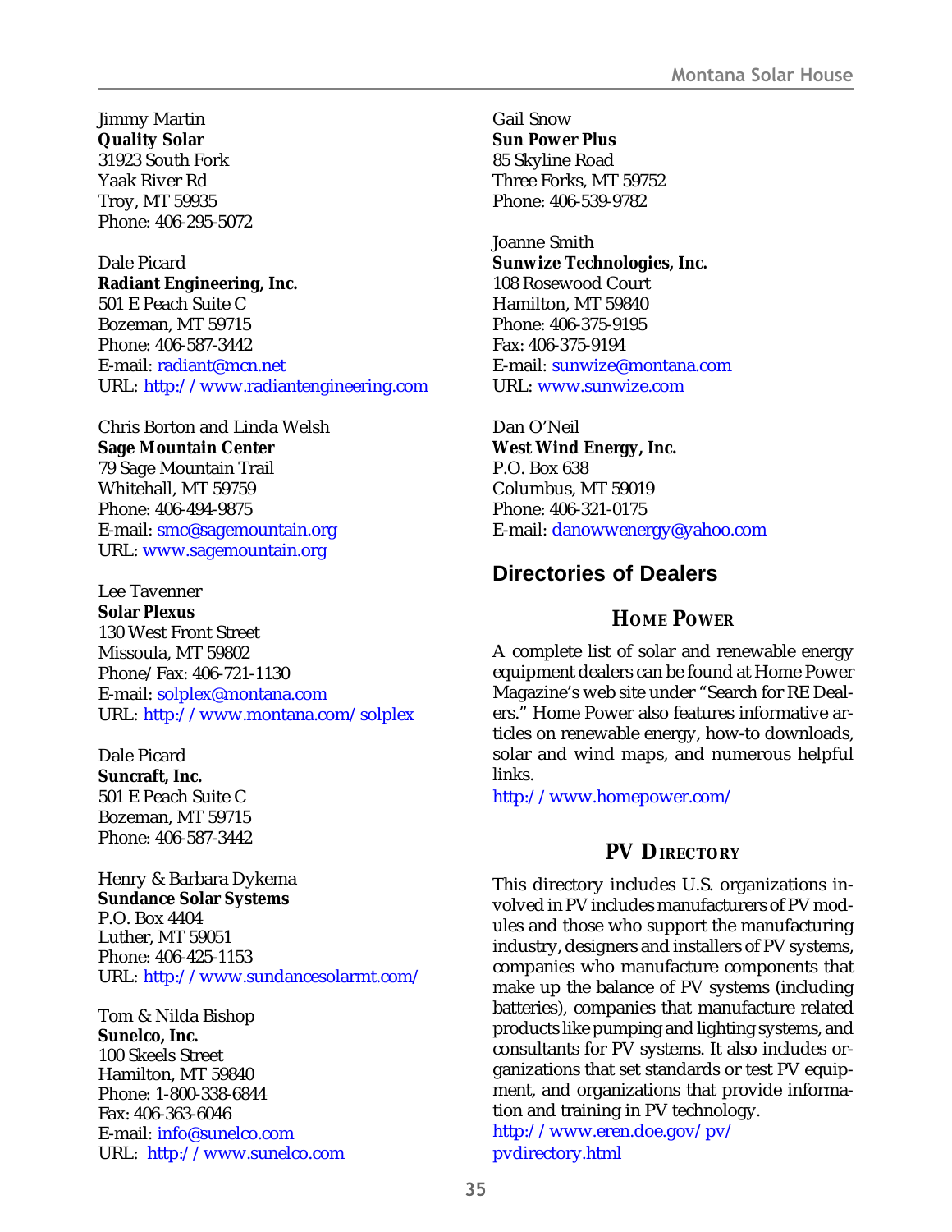Jimmy Martin
**Quality Solar**
31923 South Fork
Yaak River Rd
Troy, MT 59935
Phone: 406-295-5072

Dale Picard
**Radiant Engineering, Inc.**
501 E Peach Suite C
Bozeman, MT 59715
Phone: 406-587-3442
E-mail: radiant@mcn.net
URL: http://www.radiantengineering.com

Chris Borton and Linda Welsh
**Sage Mountain Center**
79 Sage Mountain Trail
Whitehall, MT 59759
Phone: 406-494-9875
E-mail: smc@sagemountain.org
URL: www.sagemountain.org

Lee Tavenner
**Solar Plexus**
130 West Front Street
Missoula, MT 59802
Phone/Fax: 406-721-1130
E-mail: solplex@montana.com
URL: http://www.montana.com/solplex

Dale Picard
**Suncraft, Inc.**
501 E Peach Suite C
Bozeman, MT 59715
Phone: 406-587-3442

Henry & Barbara Dykema
**Sundance Solar Systems**
P.O. Box 4404
Luther, MT 59051
Phone: 406-425-1153
URL: http://www.sundancesolarmt.com/

Tom & Nilda Bishop
**Sunelco, Inc.**
100 Skeels Street
Hamilton, MT 59840
Phone: 1-800-338-6844
Fax: 406-363-6046
E-mail: info@sunelco.com
URL: http://www.sunelco.com

Gail Snow
**Sun Power Plus**
85 Skyline Road
Three Forks, MT 59752
Phone: 406-539-9782

Joanne Smith
**Sunwize Technologies, Inc.**
108 Rosewood Court
Hamilton, MT 59840
Phone: 406-375-9195
Fax: 406-375-9194
E-mail: sunwize@montana.com
URL: www.sunwize.com

Dan O'Neil
**West Wind Energy, Inc.**
P.O. Box 638
Columbus, MT 59019
Phone: 406-321-0175
E-mail: danowwenergy@yahoo.com

## Directories of Dealers

### Home Power

A complete list of solar and renewable energy equipment dealers can be found at Home Power Magazine's web site under "Search for RE Dealers." Home Power also features informative articles on renewable energy, how-to downloads, solar and wind maps, and numerous helpful links.
http://www.homepower.com/

### PV Directory

This directory includes U.S. organizations involved in PV includes manufacturers of PV modules and those who support the manufacturing industry, designers and installers of PV systems, companies who manufacture components that make up the balance of PV systems (including batteries), companies that manufacture related products like pumping and lighting systems, and consultants for PV systems. It also includes organizations that set standards or test PV equipment, and organizations that provide information and training in PV technology.
http://www.eren.doe.gov/pv/pvdirectory.html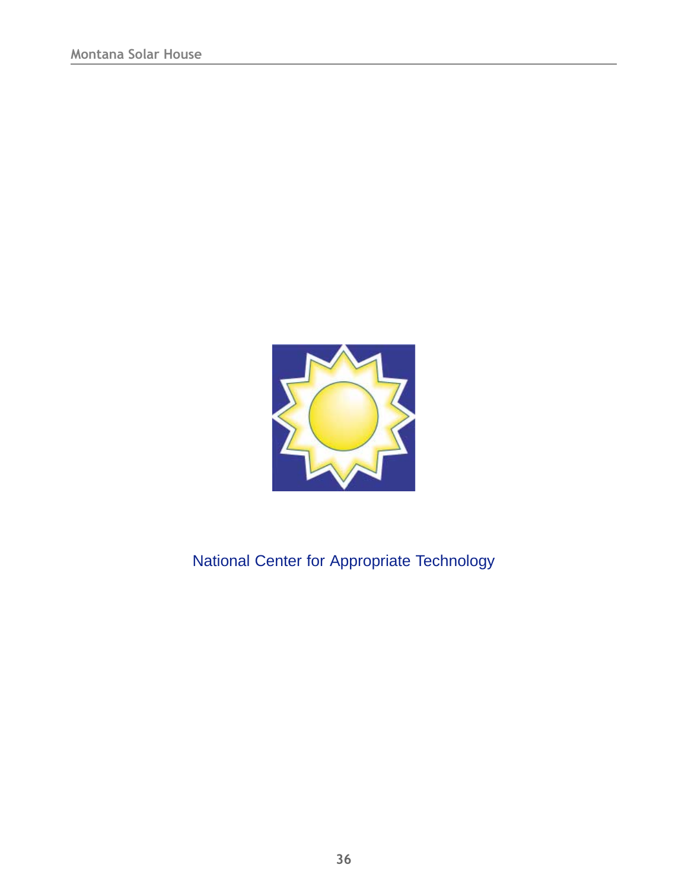National Center for Appropriate Technology